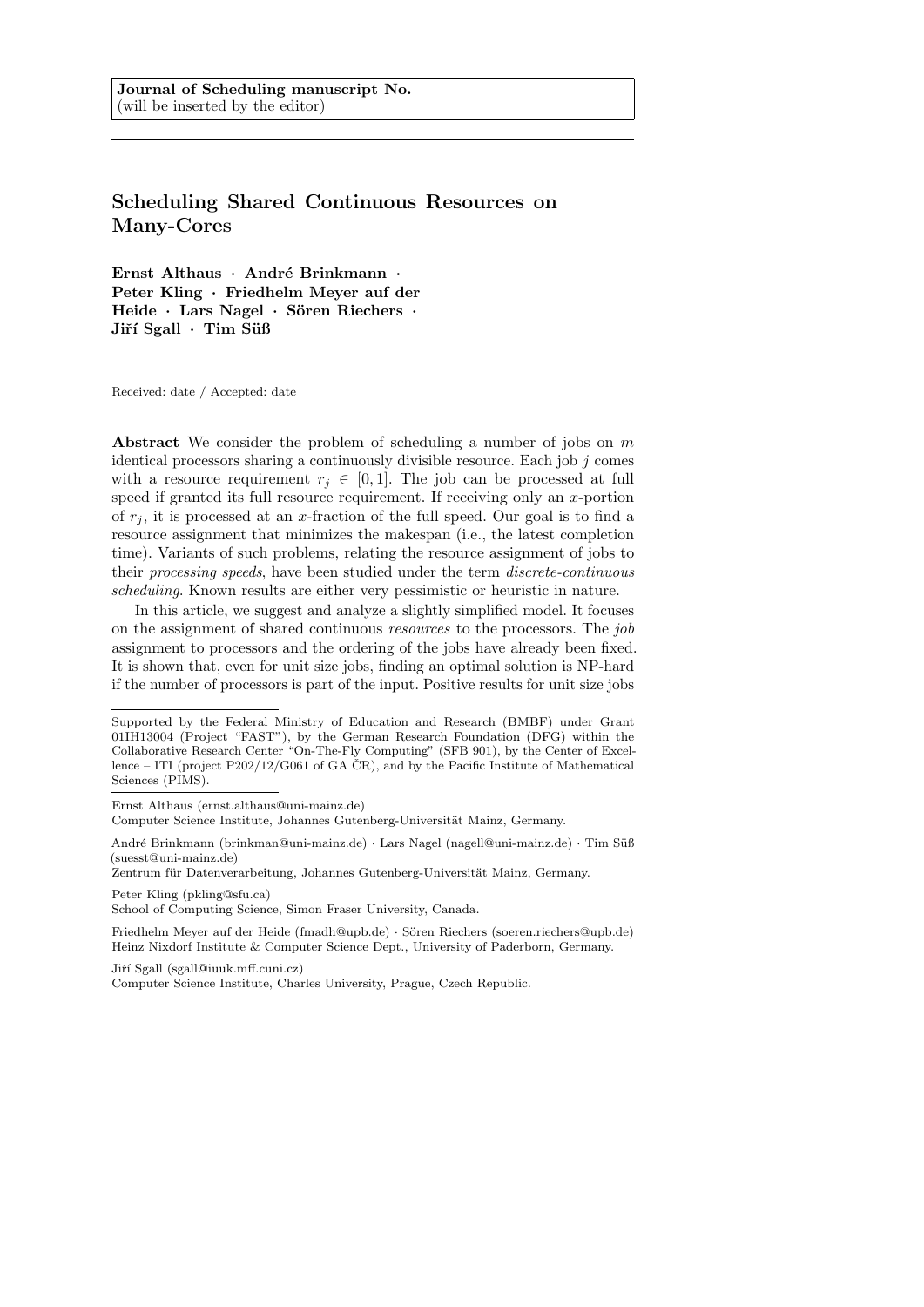**Journal of Scheduling manuscript No.**
(will be inserted by the editor)

# Scheduling Shared Continuous Resources on Many-Cores

**Ernst Althaus · André Brinkmann · Peter Kling · Friedhelm Meyer auf der Heide · Lars Nagel · Sören Riechers · Jiří Sgall · Tim Süß**

Received: date / Accepted: date

**Abstract** We consider the problem of scheduling a number of jobs on $m$ identical processors sharing a continuously divisible resource. Each job $j$ comes with a resource requirement $r_j \in [0, 1]$. The job can be processed at full speed if granted its full resource requirement. If receiving only an $x$-portion of $r_j$, it is processed at an $x$-fraction of the full speed. Our goal is to find a resource assignment that minimizes the makespan (i.e., the latest completion time). Variants of such problems, relating the resource assignment of jobs to their *processing speeds*, have been studied under the term *discrete-continuous scheduling*. Known results are either very pessimistic or heuristic in nature.

In this article, we suggest and analyze a slightly simplified model. It focuses on the assignment of shared continuous *resources* to the processors. The *job* assignment to processors and the ordering of the jobs have already been fixed. It is shown that, even for unit size jobs, finding an optimal solution is NP-hard if the number of processors is part of the input. Positive results for unit size jobs

---

Supported by the Federal Ministry of Education and Research (BMBF) under Grant 01IH13004 (Project "FAST"), by the German Research Foundation (DFG) within the Collaborative Research Center "On-The-Fly Computing" (SFB 901), by the Center of Excellence – ITI (project P202/12/G061 of GA ČR), and by the Pacific Institute of Mathematical Sciences (PIMS).

---

Ernst Althaus (ernst.althaus@uni-mainz.de)
Computer Science Institute, Johannes Gutenberg-Universität Mainz, Germany.

André Brinkmann (brinkman@uni-mainz.de) · Lars Nagel (nagell@uni-mainz.de) · Tim Süß (suesst@uni-mainz.de)
Zentrum für Datenverarbeitung, Johannes Gutenberg-Universität Mainz, Germany.

Peter Kling (pkling@sfu.ca)
School of Computing Science, Simon Fraser University, Canada.

Friedhelm Meyer auf der Heide (fmadh@upb.de) · Sören Riechers (soeren.riechers@upb.de)
Heinz Nixdorf Institute & Computer Science Dept., University of Paderborn, Germany.

Jiří Sgall (sgall@iuuk.mff.cuni.cz)
Computer Science Institute, Charles University, Prague, Czech Republic.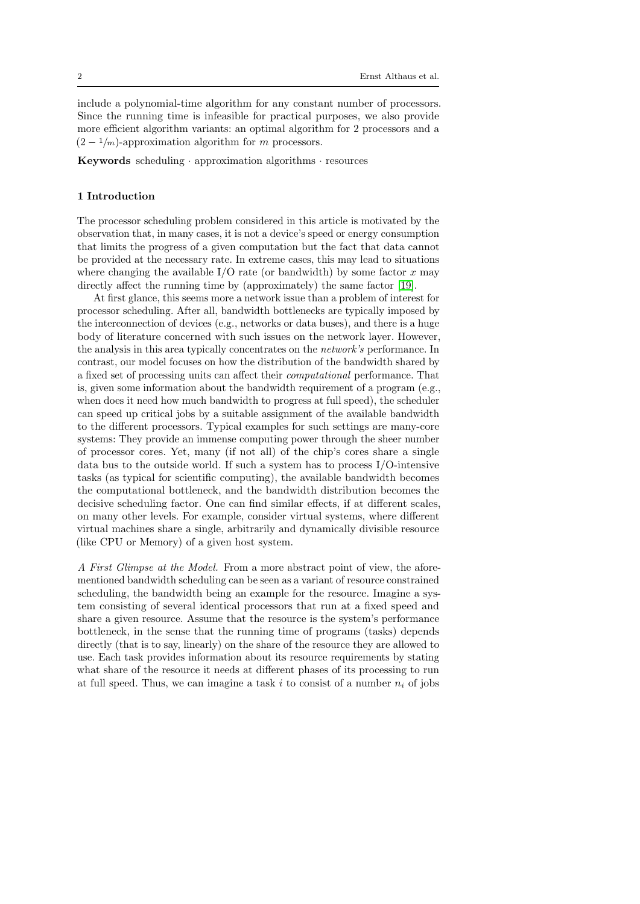include a polynomial-time algorithm for any constant number of processors. Since the running time is infeasible for practical purposes, we also provide more efficient algorithm variants: an optimal algorithm for 2 processors and a $(2 - 1/m)$-approximation algorithm for $m$ processors.

**Keywords** scheduling · approximation algorithms · resources

## 1 Introduction

The processor scheduling problem considered in this article is motivated by the observation that, in many cases, it is not a device's speed or energy consumption that limits the progress of a given computation but the fact that data cannot be provided at the necessary rate. In extreme cases, this may lead to situations where changing the available I/O rate (or bandwidth) by some factor $x$ may directly affect the running time by (approximately) the same factor [19].

At first glance, this seems more a network issue than a problem of interest for processor scheduling. After all, bandwidth bottlenecks are typically imposed by the interconnection of devices (e.g., networks or data buses), and there is a huge body of literature concerned with such issues on the network layer. However, the analysis in this area typically concentrates on the *network's* performance. In contrast, our model focuses on how the distribution of the bandwidth shared by a fixed set of processing units can affect their *computational* performance. That is, given some information about the bandwidth requirement of a program (e.g., when does it need how much bandwidth to progress at full speed), the scheduler can speed up critical jobs by a suitable assignment of the available bandwidth to the different processors. Typical examples for such settings are many-core systems: They provide an immense computing power through the sheer number of processor cores. Yet, many (if not all) of the chip's cores share a single data bus to the outside world. If such a system has to process I/O-intensive tasks (as typical for scientific computing), the available bandwidth becomes the computational bottleneck, and the bandwidth distribution becomes the decisive scheduling factor. One can find similar effects, if at different scales, on many other levels. For example, consider virtual systems, where different virtual machines share a single, arbitrarily and dynamically divisible resource (like CPU or Memory) of a given host system.

*A First Glimpse at the Model.* From a more abstract point of view, the aforementioned bandwidth scheduling can be seen as a variant of resource constrained scheduling, the bandwidth being an example for the resource. Imagine a system consisting of several identical processors that run at a fixed speed and share a given resource. Assume that the resource is the system's performance bottleneck, in the sense that the running time of programs (tasks) depends directly (that is to say, linearly) on the share of the resource they are allowed to use. Each task provides information about its resource requirements by stating what share of the resource it needs at different phases of its processing to run at full speed. Thus, we can imagine a task $i$ to consist of a number $n_i$ of jobs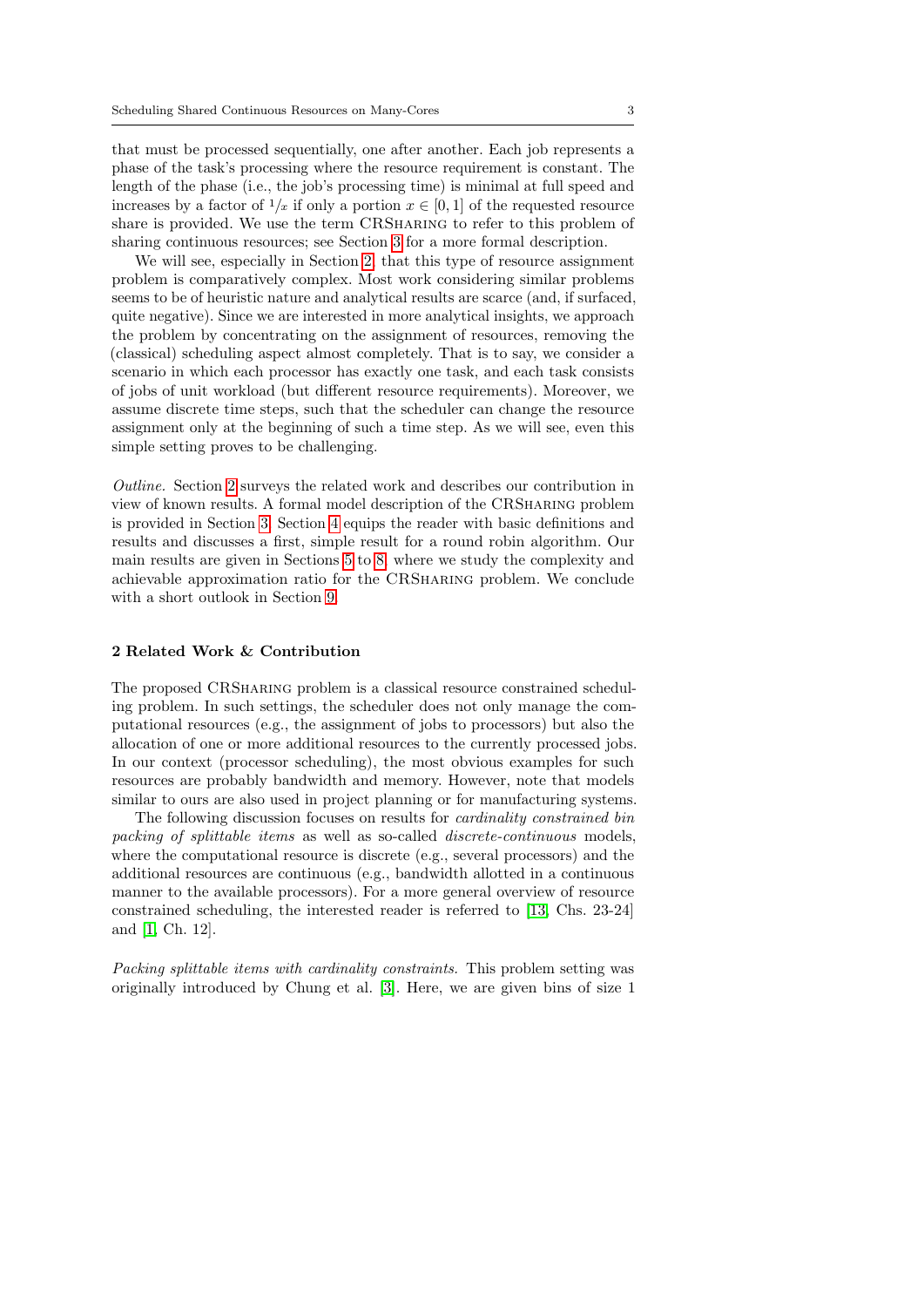that must be processed sequentially, one after another. Each job represents a phase of the task's processing where the resource requirement is constant. The length of the phase (i.e., the job's processing time) is minimal at full speed and increases by a factor of $1/x$ if only a portion $x \in [0, 1]$ of the requested resource share is provided. We use the term CRSHARING to refer to this problem of sharing continuous resources; see Section 3 for a more formal description.

We will see, especially in Section 2, that this type of resource assignment problem is comparatively complex. Most work considering similar problems seems to be of heuristic nature and analytical results are scarce (and, if surfaced, quite negative). Since we are interested in more analytical insights, we approach the problem by concentrating on the assignment of resources, removing the (classical) scheduling aspect almost completely. That is to say, we consider a scenario in which each processor has exactly one task, and each task consists of jobs of unit workload (but different resource requirements). Moreover, we assume discrete time steps, such that the scheduler can change the resource assignment only at the beginning of such a time step. As we will see, even this simple setting proves to be challenging.

*Outline.* Section 2 surveys the related work and describes our contribution in view of known results. A formal model description of the CRSHARING problem is provided in Section 3. Section 4 equips the reader with basic definitions and results and discusses a first, simple result for a round robin algorithm. Our main results are given in Sections 5 to 8, where we study the complexity and achievable approximation ratio for the CRSHARING problem. We conclude with a short outlook in Section 9.

## 2 Related Work & Contribution

The proposed CRSHARING problem is a classical resource constrained scheduling problem. In such settings, the scheduler does not only manage the computational resources (e.g., the assignment of jobs to processors) but also the allocation of one or more additional resources to the currently processed jobs. In our context (processor scheduling), the most obvious examples for such resources are probably bandwidth and memory. However, note that models similar to ours are also used in project planning or for manufacturing systems.

The following discussion focuses on results for *cardinality constrained bin packing of splittable items* as well as so-called *discrete-continuous* models, where the computational resource is discrete (e.g., several processors) and the additional resources are continuous (e.g., bandwidth allotted in a continuous manner to the available processors). For a more general overview of resource constrained scheduling, the interested reader is referred to [13, Chs. 23-24] and [1, Ch. 12].

*Packing splittable items with cardinality constraints.* This problem setting was originally introduced by Chung et al. [3]. Here, we are given bins of size 1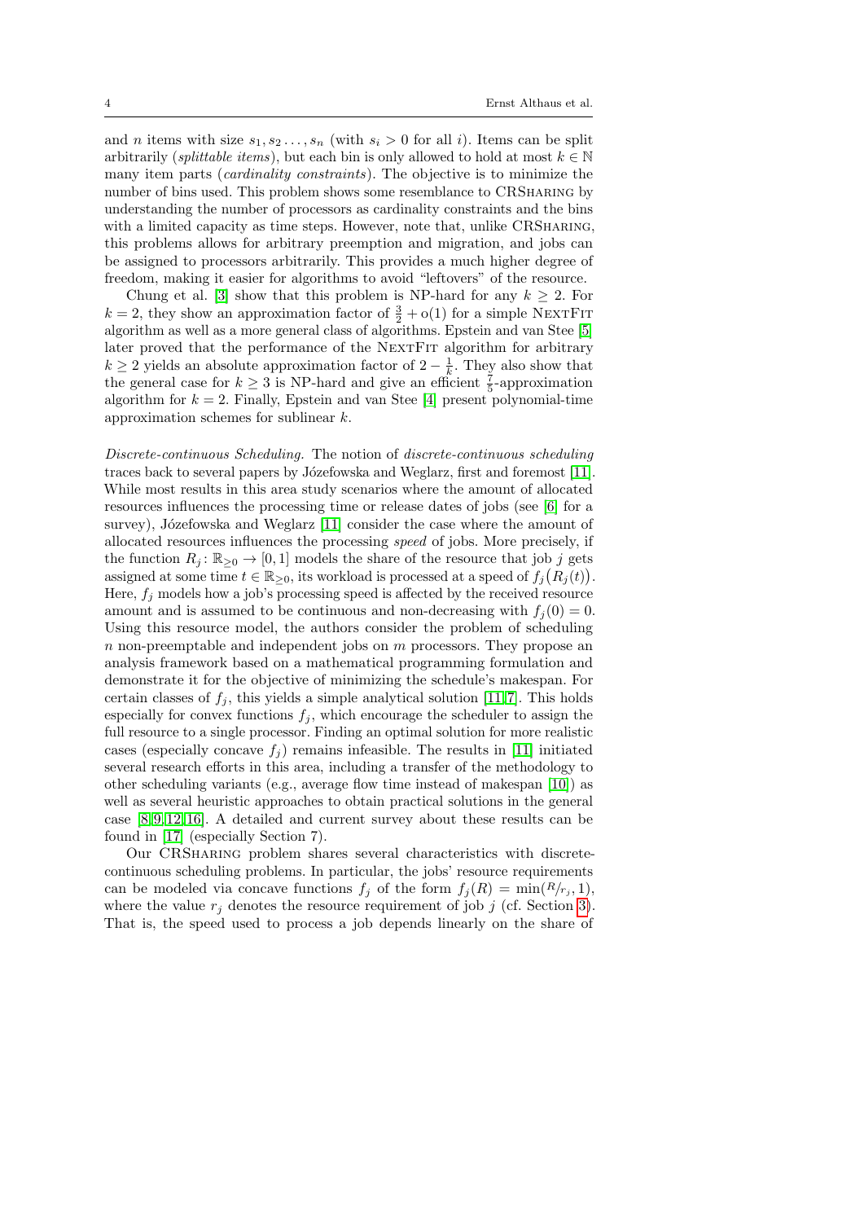and $n$ items with size $s_1, s_2 \dots, s_n$ (with $s_i > 0$ for all $i$). Items can be split arbitrarily (*splittable items*), but each bin is only allowed to hold at most $k \in \mathbb{N}$ many item parts (*cardinality constraints*). The objective is to minimize the number of bins used. This problem shows some resemblance to CRSharing by understanding the number of processors as cardinality constraints and the bins with a limited capacity as time steps. However, note that, unlike CRSharing, this problems allows for arbitrary preemption and migration, and jobs can be assigned to processors arbitrarily. This provides a much higher degree of freedom, making it easier for algorithms to avoid "leftovers" of the resource.

Chung et al. [3] show that this problem is NP-hard for any $k \geq 2$. For $k = 2$, they show an approximation factor of $\frac{3}{2} + o(1)$ for a simple NextFit algorithm as well as a more general class of algorithms. Epstein and van Stee [5] later proved that the performance of the NextFit algorithm for arbitrary $k \geq 2$ yields an absolute approximation factor of $2 - \frac{1}{k}$. They also show that the general case for $k \geq 3$ is NP-hard and give an efficient $\frac{7}{5}$-approximation algorithm for $k = 2$. Finally, Epstein and van Stee [4] present polynomial-time approximation schemes for sublinear $k$.

*Discrete-continuous Scheduling.* The notion of *discrete-continuous scheduling* traces back to several papers by Józefowska and Weglarz, first and foremost [11]. While most results in this area study scenarios where the amount of allocated resources influences the processing time or release dates of jobs (see [6] for a survey), Józefowska and Weglarz [11] consider the case where the amount of allocated resources influences the processing *speed* of jobs. More precisely, if the function $R_j \colon \mathbb{R}_{\geq 0} \to [0, 1]$ models the share of the resource that job $j$ gets assigned at some time $t \in \mathbb{R}_{\geq 0}$, its workload is processed at a speed of $f_j\big(R_j(t)\big)$. Here, $f_j$ models how a job's processing speed is affected by the received resource amount and is assumed to be continuous and non-decreasing with $f_j(0) = 0$. Using this resource model, the authors consider the problem of scheduling $n$ non-preemptable and independent jobs on $m$ processors. They propose an analysis framework based on a mathematical programming formulation and demonstrate it for the objective of minimizing the schedule's makespan. For certain classes of $f_j$, this yields a simple analytical solution [11,7]. This holds especially for convex functions $f_j$, which encourage the scheduler to assign the full resource to a single processor. Finding an optimal solution for more realistic cases (especially concave $f_j$) remains infeasible. The results in [11] initiated several research efforts in this area, including a transfer of the methodology to other scheduling variants (e.g., average flow time instead of makespan [10]) as well as several heuristic approaches to obtain practical solutions in the general case [8,9,12,16]. A detailed and current survey about these results can be found in [17] (especially Section 7).

Our CRSharing problem shares several characteristics with discrete-continuous scheduling problems. In particular, the jobs' resource requirements can be modeled via concave functions $f_j$ of the form $f_j(R) = \min({R}/{r_j}, 1)$, where the value $r_j$ denotes the resource requirement of job $j$ (cf. Section 3). That is, the speed used to process a job depends linearly on the share of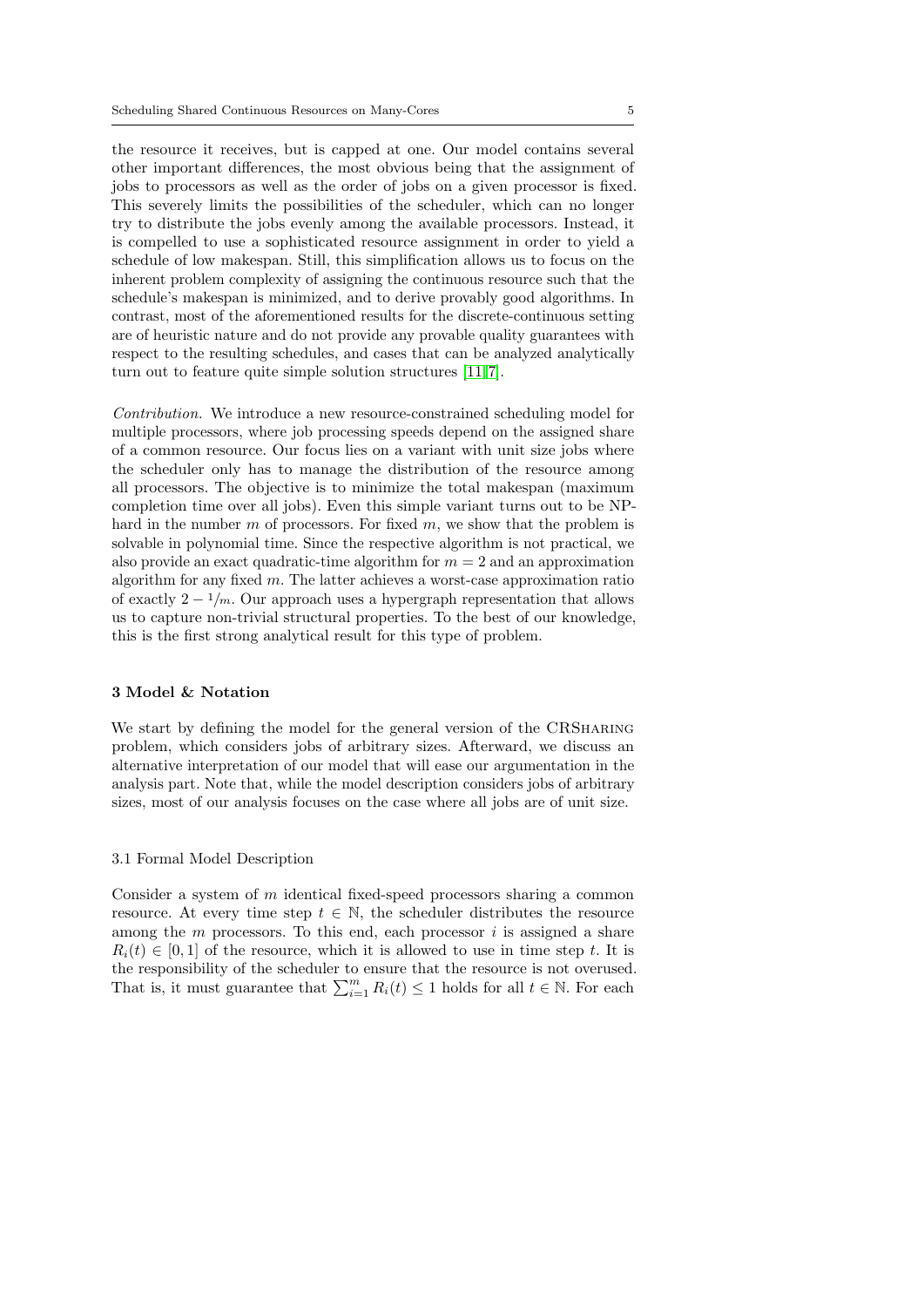the resource it receives, but is capped at one. Our model contains several other important differences, the most obvious being that the assignment of jobs to processors as well as the order of jobs on a given processor is fixed. This severely limits the possibilities of the scheduler, which can no longer try to distribute the jobs evenly among the available processors. Instead, it is compelled to use a sophisticated resource assignment in order to yield a schedule of low makespan. Still, this simplification allows us to focus on the inherent problem complexity of assigning the continuous resource such that the schedule's makespan is minimized, and to derive provably good algorithms. In contrast, most of the aforementioned results for the discrete-continuous setting are of heuristic nature and do not provide any provable quality guarantees with respect to the resulting schedules, and cases that can be analyzed analytically turn out to feature quite simple solution structures [11,7].

*Contribution.* We introduce a new resource-constrained scheduling model for multiple processors, where job processing speeds depend on the assigned share of a common resource. Our focus lies on a variant with unit size jobs where the scheduler only has to manage the distribution of the resource among all processors. The objective is to minimize the total makespan (maximum completion time over all jobs). Even this simple variant turns out to be NP-hard in the number $m$ of processors. For fixed $m$, we show that the problem is solvable in polynomial time. Since the respective algorithm is not practical, we also provide an exact quadratic-time algorithm for $m = 2$ and an approximation algorithm for any fixed $m$. The latter achieves a worst-case approximation ratio of exactly $2 - 1/m$. Our approach uses a hypergraph representation that allows us to capture non-trivial structural properties. To the best of our knowledge, this is the first strong analytical result for this type of problem.

## 3 Model & Notation

We start by defining the model for the general version of the CRSharing problem, which considers jobs of arbitrary sizes. Afterward, we discuss an alternative interpretation of our model that will ease our argumentation in the analysis part. Note that, while the model description considers jobs of arbitrary sizes, most of our analysis focuses on the case where all jobs are of unit size.

### 3.1 Formal Model Description

Consider a system of $m$ identical fixed-speed processors sharing a common resource. At every time step $t \in \mathbb{N}$, the scheduler distributes the resource among the $m$ processors. To this end, each processor $i$ is assigned a share $R_i(t) \in [0, 1]$ of the resource, which it is allowed to use in time step $t$. It is the responsibility of the scheduler to ensure that the resource is not overused. That is, it must guarantee that $\sum_{i=1}^{m} R_i(t) \leq 1$ holds for all $t \in \mathbb{N}$. For each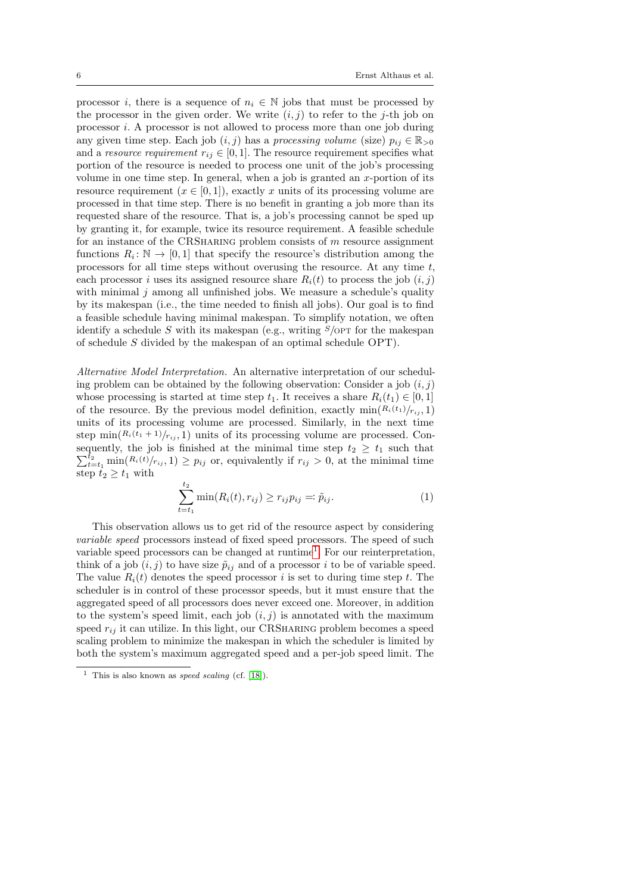processor $i$, there is a sequence of $n_i \in \mathbb{N}$ jobs that must be processed by the processor in the given order. We write $(i, j)$ to refer to the $j$-th job on processor $i$. A processor is not allowed to process more than one job during any given time step. Each job $(i, j)$ has a *processing volume* (size) $p_{ij} \in \mathbb{R}_{>0}$ and a *resource requirement* $r_{ij} \in [0, 1]$. The resource requirement specifies what portion of the resource is needed to process one unit of the job's processing volume in one time step. In general, when a job is granted an $x$-portion of its resource requirement ($x \in [0, 1]$), exactly $x$ units of its processing volume are processed in that time step. There is no benefit in granting a job more than its requested share of the resource. That is, a job's processing cannot be sped up by granting it, for example, twice its resource requirement. A feasible schedule for an instance of the CRSharing problem consists of $m$ resource assignment functions $R_i : \mathbb{N} \to [0, 1]$ that specify the resource's distribution among the processors for all time steps without overusing the resource. At any time $t$, each processor $i$ uses its assigned resource share $R_i(t)$ to process the job $(i, j)$ with minimal $j$ among all unfinished jobs. We measure a schedule's quality by its makespan (i.e., the time needed to finish all jobs). Our goal is to find a feasible schedule having minimal makespan. To simplify notation, we often identify a schedule $S$ with its makespan (e.g., writing $S/\text{OPT}$ for the makespan of schedule $S$ divided by the makespan of an optimal schedule OPT).

*Alternative Model Interpretation.* An alternative interpretation of our scheduling problem can be obtained by the following observation: Consider a job $(i, j)$ whose processing is started at time step $t_1$. It receives a share $R_i(t_1) \in [0, 1]$ of the resource. By the previous model definition, exactly $\min(R_i(t_1)/r_{ij}, 1)$ units of its processing volume are processed. Similarly, in the next time step $\min(R_i(t_1 + 1)/r_{ij}, 1)$ units of its processing volume are processed. Consequently, the job is finished at the minimal time step $t_2 \geq t_1$ such that $\sum_{t=t_1}^{t_2} \min(R_i(t)/r_{ij}, 1) \geq p_{ij}$ or, equivalently if $r_{ij} > 0$, at the minimal time step $t_2 \geq t_1$ with

$$\sum_{t=t_1}^{t_2} \min(R_i(t), r_{ij}) \geq r_{ij} p_{ij} =: \tilde{p}_{ij}. \tag{1}$$

This observation allows us to get rid of the resource aspect by considering *variable speed* processors instead of fixed speed processors. The speed of such variable speed processors can be changed at runtime[1]. For our reinterpretation, think of a job $(i, j)$ to have size $\tilde{p}_{ij}$ and of a processor $i$ to be of variable speed. The value $R_i(t)$ denotes the speed processor $i$ is set to during time step $t$. The scheduler is in control of these processor speeds, but it must ensure that the aggregated speed of all processors does never exceed one. Moreover, in addition to the system's speed limit, each job $(i, j)$ is annotated with the maximum speed $r_{ij}$ it can utilize. In this light, our CRSharing problem becomes a speed scaling problem to minimize the makespan in which the scheduler is limited by both the system's maximum aggregated speed and a per-job speed limit. The

[1] This is also known as *speed scaling* (cf. [18]).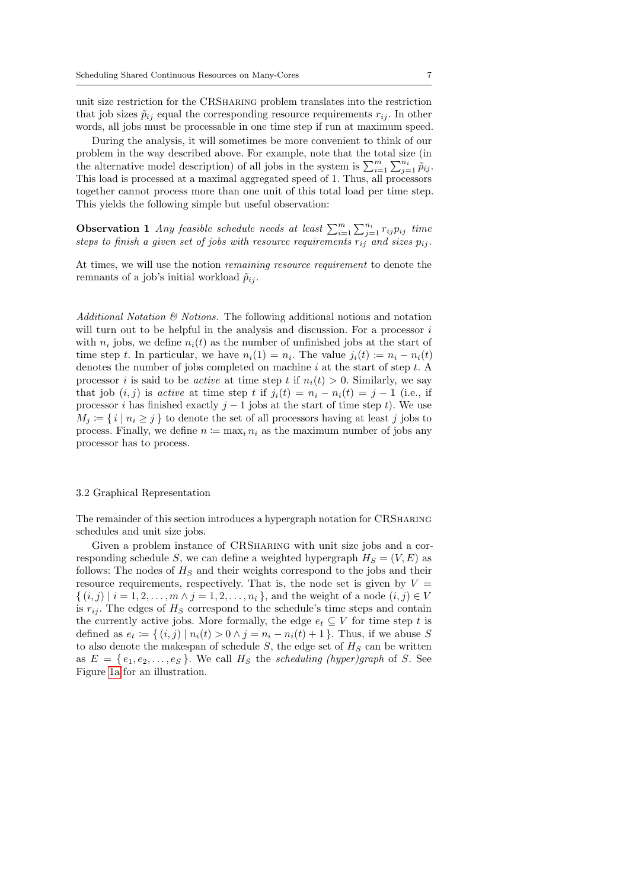unit size restriction for the CRSharing problem translates into the restriction that job sizes $\tilde{p}_{ij}$ equal the corresponding resource requirements $r_{ij}$. In other words, all jobs must be processable in one time step if run at maximum speed.

During the analysis, it will sometimes be more convenient to think of our problem in the way described above. For example, note that the total size (in the alternative model description) of all jobs in the system is $\sum_{i=1}^{m}\sum_{j=1}^{n_i}\tilde{p}_{ij}$. This load is processed at a maximal aggregated speed of 1. Thus, all processors together cannot process more than one unit of this total load per time step. This yields the following simple but useful observation:

**Observation 1** *Any feasible schedule needs at least $\sum_{i=1}^{m}\sum_{j=1}^{n_i} r_{ij}p_{ij}$ time steps to finish a given set of jobs with resource requirements $r_{ij}$ and sizes $p_{ij}$.*

At times, we will use the notion *remaining resource requirement* to denote the remnants of a job's initial workload $\tilde{p}_{ij}$.

*Additional Notation & Notions.* The following additional notions and notation will turn out to be helpful in the analysis and discussion. For a processor $i$ with $n_i$ jobs, we define $n_i(t)$ as the number of unfinished jobs at the start of time step $t$. In particular, we have $n_i(1) = n_i$. The value $j_i(t) \coloneqq n_i - n_i(t)$ denotes the number of jobs completed on machine $i$ at the start of step $t$. A processor $i$ is said to be *active* at time step $t$ if $n_i(t) > 0$. Similarly, we say that job $(i,j)$ is *active* at time step $t$ if $j_i(t) = n_i - n_i(t) = j - 1$ (i.e., if processor $i$ has finished exactly $j-1$ jobs at the start of time step $t$). We use $M_j \coloneqq \{\, i \mid n_i \geq j \,\}$ to denote the set of all processors having at least $j$ jobs to process. Finally, we define $n \coloneqq \max_i n_i$ as the maximum number of jobs any processor has to process.

### 3.2 Graphical Representation

The remainder of this section introduces a hypergraph notation for CRSharing schedules and unit size jobs.

Given a problem instance of CRSharing with unit size jobs and a corresponding schedule $S$, we can define a weighted hypergraph $H_S = (V, E)$ as follows: The nodes of $H_S$ and their weights correspond to the jobs and their resource requirements, respectively. That is, the node set is given by $V = \{\, (i,j) \mid i = 1,2,\dots,m \wedge j = 1,2,\dots,n_i \,\}$, and the weight of a node $(i,j) \in V$ is $r_{ij}$. The edges of $H_S$ correspond to the schedule's time steps and contain the currently active jobs. More formally, the edge $e_t \subseteq V$ for time step $t$ is defined as $e_t \coloneqq \{\, (i,j) \mid n_i(t) > 0 \wedge j = n_i - n_i(t) + 1 \,\}$. Thus, if we abuse $S$ to also denote the makespan of schedule $S$, the edge set of $H_S$ can be written as $E = \{\, e_1, e_2, \dots, e_S \,\}$. We call $H_S$ the *scheduling (hyper)graph* of $S$. See Figure 1a for an illustration.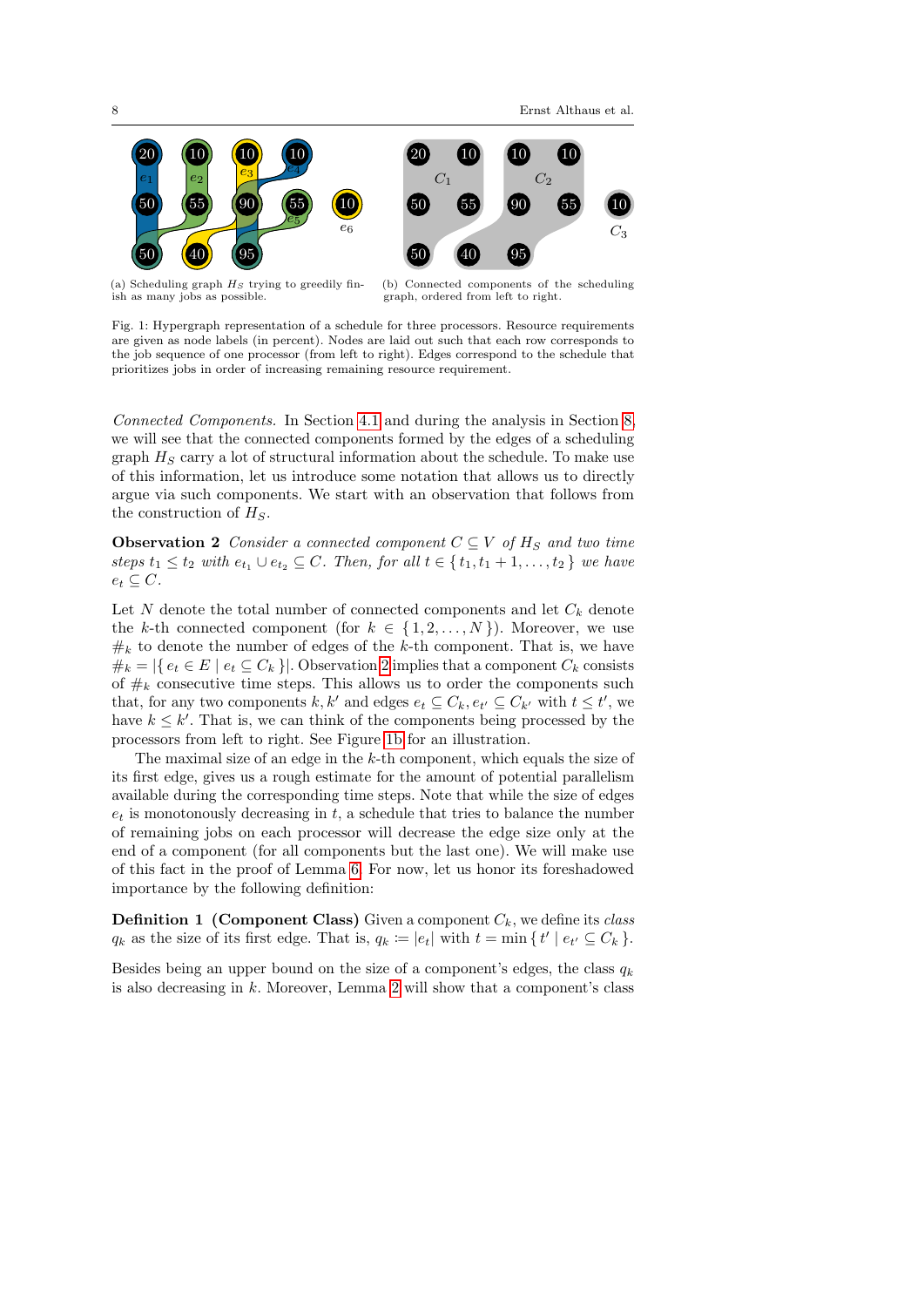(a) Scheduling graph $H_S$ trying to greedily finish as many jobs as possible.

(b) Connected components of the scheduling graph, ordered from left to right.

Fig. 1: Hypergraph representation of a schedule for three processors. Resource requirements are given as node labels (in percent). Nodes are laid out such that each row corresponds to the job sequence of one processor (from left to right). Edges correspond to the schedule that prioritizes jobs in order of increasing remaining resource requirement.

*Connected Components.* In Section 4.1 and during the analysis in Section 8, we will see that the connected components formed by the edges of a scheduling graph $H_S$ carry a lot of structural information about the schedule. To make use of this information, let us introduce some notation that allows us to directly argue via such components. We start with an observation that follows from the construction of $H_S$.

**Observation 2** *Consider a connected component $C \subseteq V$ of $H_S$ and two time steps $t_1 \leq t_2$ with $e_{t_1} \cup e_{t_2} \subseteq C$. Then, for all $t \in \{ t_1, t_1 + 1, \dots, t_2 \}$ we have $e_t \subseteq C$.*

Let $N$ denote the total number of connected components and let $C_k$ denote the $k$-th connected component (for $k \in \{ 1, 2, \dots, N \}$). Moreover, we use $\#_k$ to denote the number of edges of the $k$-th component. That is, we have $\#_k = |\{ e_t \in E \mid e_t \subseteq C_k \}|$. Observation 2 implies that a component $C_k$ consists of $\#_k$ consecutive time steps. This allows us to order the components such that, for any two components $k, k'$ and edges $e_t \subseteq C_k, e_{t'} \subseteq C_{k'}$ with $t \leq t'$, we have $k \leq k'$. That is, we can think of the components being processed by the processors from left to right. See Figure 1b for an illustration.

The maximal size of an edge in the $k$-th component, which equals the size of its first edge, gives us a rough estimate for the amount of potential parallelism available during the corresponding time steps. Note that while the size of edges $e_t$ is monotonously decreasing in $t$, a schedule that tries to balance the number of remaining jobs on each processor will decrease the edge size only at the end of a component (for all components but the last one). We will make use of this fact in the proof of Lemma 6. For now, let us honor its foreshadowed importance by the following definition:

**Definition 1 (Component Class)** Given a component $C_k$, we define its *class* $q_k$ as the size of its first edge. That is, $q_k := |e_t|$ with $t = \min \{ t' \mid e_{t'} \subseteq C_k \}$.

Besides being an upper bound on the size of a component's edges, the class $q_k$ is also decreasing in $k$. Moreover, Lemma 2 will show that a component's class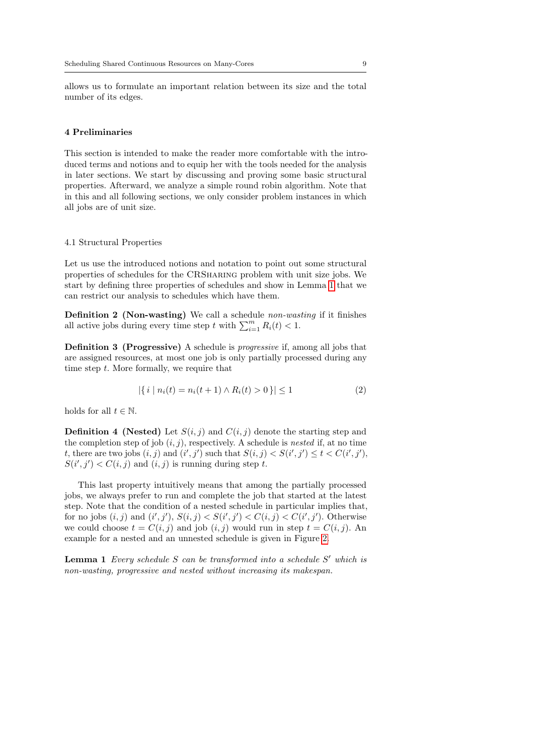allows us to formulate an important relation between its size and the total number of its edges.

## 4 Preliminaries

This section is intended to make the reader more comfortable with the introduced terms and notions and to equip her with the tools needed for the analysis in later sections. We start by discussing and proving some basic structural properties. Afterward, we analyze a simple round robin algorithm. Note that in this and all following sections, we only consider problem instances in which all jobs are of unit size.

### 4.1 Structural Properties

Let us use the introduced notions and notation to point out some structural properties of schedules for the CRSharing problem with unit size jobs. We start by defining three properties of schedules and show in Lemma 1 that we can restrict our analysis to schedules which have them.

**Definition 2 (Non-wasting)** We call a schedule *non-wasting* if it finishes all active jobs during every time step $t$ with $\sum_{i=1}^{m} R_i(t) < 1$.

**Definition 3 (Progressive)** A schedule is *progressive* if, among all jobs that are assigned resources, at most one job is only partially processed during any time step $t$. More formally, we require that

$$|\{\, i \mid n_i(t) = n_i(t+1) \wedge R_i(t) > 0 \,\}| \leq 1 \tag{2}$$

holds for all $t \in \mathbb{N}$.

**Definition 4 (Nested)** Let $S(i,j)$ and $C(i,j)$ denote the starting step and the completion step of job $(i,j)$, respectively. A schedule is *nested* if, at no time $t$, there are two jobs $(i,j)$ and $(i',j')$ such that $S(i,j) < S(i',j') \leq t < C(i',j')$, $S(i',j') < C(i,j)$ and $(i,j)$ is running during step $t$.

This last property intuitively means that among the partially processed jobs, we always prefer to run and complete the job that started at the latest step. Note that the condition of a nested schedule in particular implies that, for no jobs $(i,j)$ and $(i',j')$, $S(i,j) < S(i',j') < C(i,j) < C(i',j')$. Otherwise we could choose $t = C(i,j)$ and job $(i,j)$ would run in step $t = C(i,j)$. An example for a nested and an unnested schedule is given in Figure 2.

**Lemma 1** *Every schedule $S$ can be transformed into a schedule $S'$ which is non-wasting, progressive and nested without increasing its makespan.*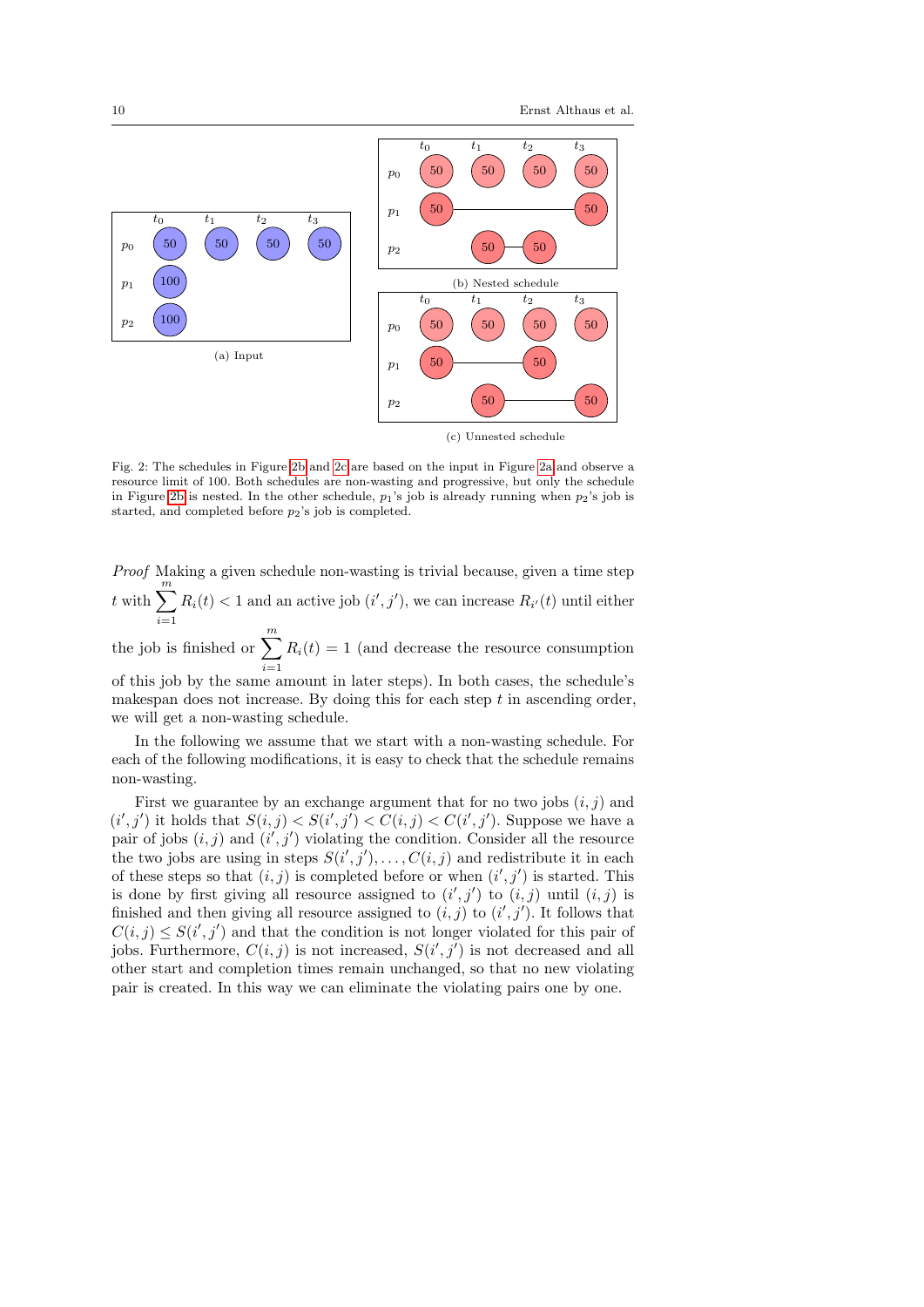(a) Input

(b) Nested schedule

(c) Unnested schedule

Fig. 2: The schedules in Figure 2b and 2c are based on the input in Figure 2a and observe a resource limit of 100. Both schedules are non-wasting and progressive, but only the schedule in Figure 2b is nested. In the other schedule, $p_1$'s job is already running when $p_2$'s job is started, and completed before $p_2$'s job is completed.

*Proof* Making a given schedule non-wasting is trivial because, given a time step $t$ with $\sum_{i=1}^{m} R_i(t) < 1$ and an active job $(i', j')$, we can increase $R_{i'}(t)$ until either the job is finished or $\sum_{i=1}^{m} R_i(t) = 1$ (and decrease the resource consumption of this job by the same amount in later steps). In both cases, the schedule's makespan does not increase. By doing this for each step $t$ in ascending order, we will get a non-wasting schedule.

In the following we assume that we start with a non-wasting schedule. For each of the following modifications, it is easy to check that the schedule remains non-wasting.

First we guarantee by an exchange argument that for no two jobs $(i, j)$ and $(i', j')$ it holds that $S(i, j) < S(i', j') < C(i, j) < C(i', j')$. Suppose we have a pair of jobs $(i, j)$ and $(i', j')$ violating the condition. Consider all the resource the two jobs are using in steps $S(i', j'), \ldots, C(i, j)$ and redistribute it in each of these steps so that $(i, j)$ is completed before or when $(i', j')$ is started. This is done by first giving all resource assigned to $(i', j')$ to $(i, j)$ until $(i, j)$ is finished and then giving all resource assigned to $(i, j)$ to $(i', j')$. It follows that $C(i, j) \leq S(i', j')$ and that the condition is not longer violated for this pair of jobs. Furthermore, $C(i, j)$ is not increased, $S(i', j')$ is not decreased and all other start and completion times remain unchanged, so that no new violating pair is created. In this way we can eliminate the violating pairs one by one.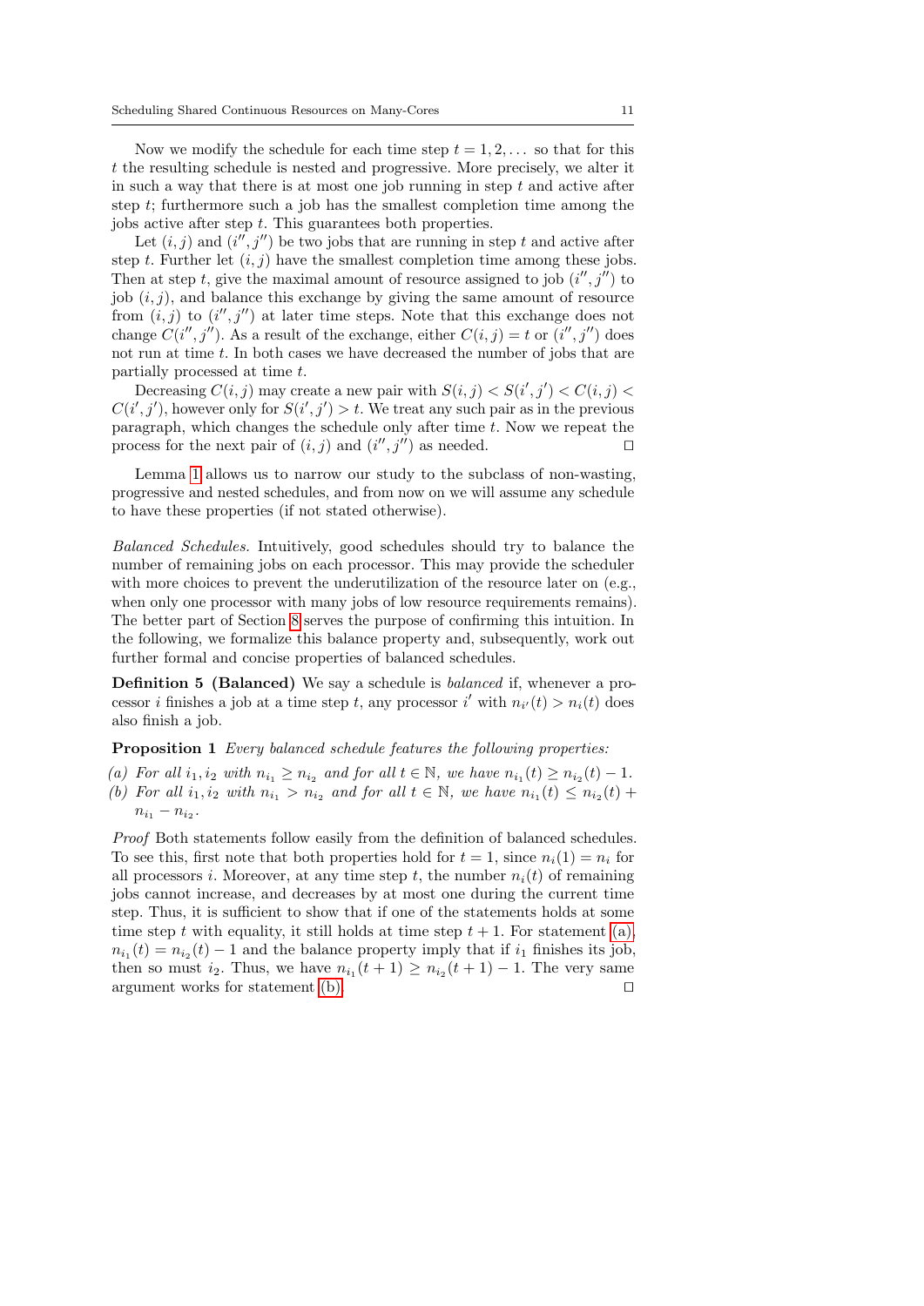Now we modify the schedule for each time step $t = 1, 2, \ldots$ so that for this $t$ the resulting schedule is nested and progressive. More precisely, we alter it in such a way that there is at most one job running in step $t$ and active after step $t$; furthermore such a job has the smallest completion time among the jobs active after step $t$. This guarantees both properties.

Let $(i, j)$ and $(i'', j'')$ be two jobs that are running in step $t$ and active after step $t$. Further let $(i, j)$ have the smallest completion time among these jobs. Then at step $t$, give the maximal amount of resource assigned to job $(i'', j'')$ to job $(i, j)$, and balance this exchange by giving the same amount of resource from $(i, j)$ to $(i'', j'')$ at later time steps. Note that this exchange does not change $C(i'', j'')$. As a result of the exchange, either $C(i, j) = t$ or $(i'', j'')$ does not run at time $t$. In both cases we have decreased the number of jobs that are partially processed at time $t$.

Decreasing $C(i, j)$ may create a new pair with $S(i, j) < S(i', j') < C(i, j) < C(i', j')$, however only for $S(i', j') > t$. We treat any such pair as in the previous paragraph, which changes the schedule only after time $t$. Now we repeat the process for the next pair of $(i, j)$ and $(i'', j'')$ as needed. □

Lemma 1 allows us to narrow our study to the subclass of non-wasting, progressive and nested schedules, and from now on we will assume any schedule to have these properties (if not stated otherwise).

*Balanced Schedules.* Intuitively, good schedules should try to balance the number of remaining jobs on each processor. This may provide the scheduler with more choices to prevent the underutilization of the resource later on (e.g., when only one processor with many jobs of low resource requirements remains). The better part of Section 8 serves the purpose of confirming this intuition. In the following, we formalize this balance property and, subsequently, work out further formal and concise properties of balanced schedules.

**Definition 5 (Balanced)** We say a schedule is *balanced* if, whenever a processor $i$ finishes a job at a time step $t$, any processor $i'$ with $n_{i'}(t) > n_i(t)$ does also finish a job.

**Proposition 1** *Every balanced schedule features the following properties:*

*(a) For all $i_1, i_2$ with $n_{i_1} \geq n_{i_2}$ and for all $t \in \mathbb{N}$, we have $n_{i_1}(t) \geq n_{i_2}(t) - 1$.*
*(b) For all $i_1, i_2$ with $n_{i_1} > n_{i_2}$ and for all $t \in \mathbb{N}$, we have $n_{i_1}(t) \leq n_{i_2}(t) + n_{i_1} - n_{i_2}$.*

*Proof* Both statements follow easily from the definition of balanced schedules. To see this, first note that both properties hold for $t = 1$, since $n_i(1) = n_i$ for all processors $i$. Moreover, at any time step $t$, the number $n_i(t)$ of remaining jobs cannot increase, and decreases by at most one during the current time step. Thus, it is sufficient to show that if one of the statements holds at some time step $t$ with equality, it still holds at time step $t + 1$. For statement (a), $n_{i_1}(t) = n_{i_2}(t) - 1$ and the balance property imply that if $i_1$ finishes its job, then so must $i_2$. Thus, we have $n_{i_1}(t + 1) \geq n_{i_2}(t + 1) - 1$. The very same argument works for statement (b). □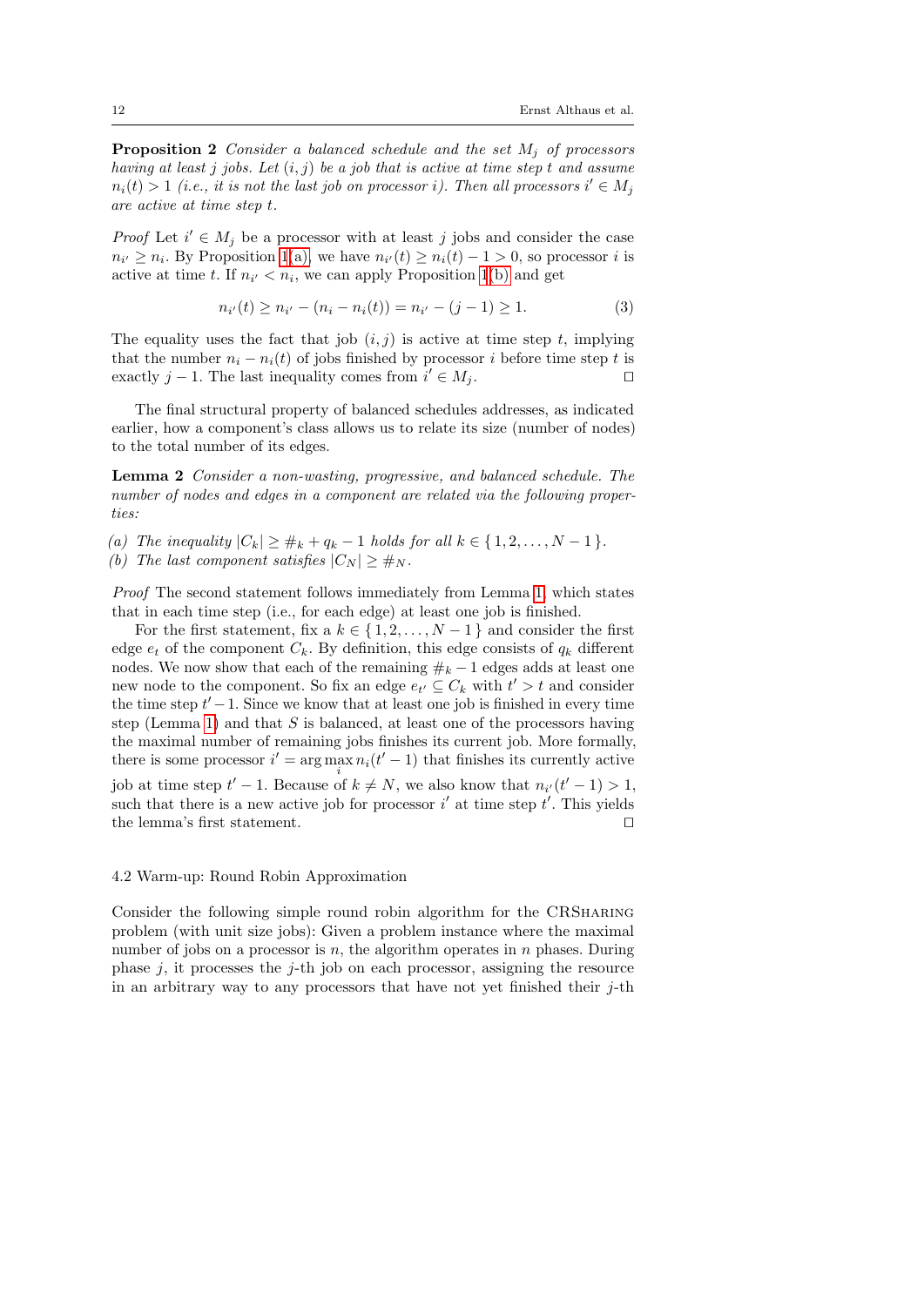**Proposition 2** *Consider a balanced schedule and the set $M_j$ of processors having at least $j$ jobs. Let $(i, j)$ be a job that is active at time step $t$ and assume $n_i(t) > 1$ (i.e., it is not the last job on processor $i$). Then all processors $i' \in M_j$ are active at time step $t$.*

*Proof* Let $i' \in M_j$ be a processor with at least $j$ jobs and consider the case $n_{i'} \geq n_i$. By Proposition 1(a), we have $n_{i'}(t) \geq n_i(t) - 1 > 0$, so processor $i$ is active at time $t$. If $n_{i'} < n_i$, we can apply Proposition 1(b) and get

$$n_{i'}(t) \geq n_{i'} - (n_i - n_i(t)) = n_{i'} - (j - 1) \geq 1. \tag{3}$$

The equality uses the fact that job $(i, j)$ is active at time step $t$, implying that the number $n_i - n_i(t)$ of jobs finished by processor $i$ before time step $t$ is exactly $j - 1$. The last inequality comes from $i' \in M_j$. ⊓⊔

The final structural property of balanced schedules addresses, as indicated earlier, how a component's class allows us to relate its size (number of nodes) to the total number of its edges.

**Lemma 2** *Consider a non-wasting, progressive, and balanced schedule. The number of nodes and edges in a component are related via the following properties:*

*(a) The inequality $|C_k| \geq \#_k + q_k - 1$ holds for all $k \in \{1, 2, \ldots, N - 1\}$.*
*(b) The last component satisfies $|C_N| \geq \#_N$.*

*Proof* The second statement follows immediately from Lemma 1, which states that in each time step (i.e., for each edge) at least one job is finished.

For the first statement, fix a $k \in \{1, 2, \ldots, N - 1\}$ and consider the first edge $e_t$ of the component $C_k$. By definition, this edge consists of $q_k$ different nodes. We now show that each of the remaining $\#_k - 1$ edges adds at least one new node to the component. So fix an edge $e_{t'} \subseteq C_k$ with $t' > t$ and consider the time step $t' - 1$. Since we know that at least one job is finished in every time step (Lemma 1) and that $S$ is balanced, at least one of the processors having the maximal number of remaining jobs finishes its current job. More formally, there is some processor $i' = \arg\max_i n_i(t' - 1)$ that finishes its currently active job at time step $t' - 1$. Because of $k \neq N$, we also know that $n_{i'}(t' - 1) > 1$, such that there is a new active job for processor $i'$ at time step $t'$. This yields the lemma's first statement. ⊓⊔

### 4.2 Warm-up: Round Robin Approximation

Consider the following simple round robin algorithm for the CRSharing problem (with unit size jobs): Given a problem instance where the maximal number of jobs on a processor is $n$, the algorithm operates in $n$ phases. During phase $j$, it processes the $j$-th job on each processor, assigning the resource in an arbitrary way to any processors that have not yet finished their $j$-th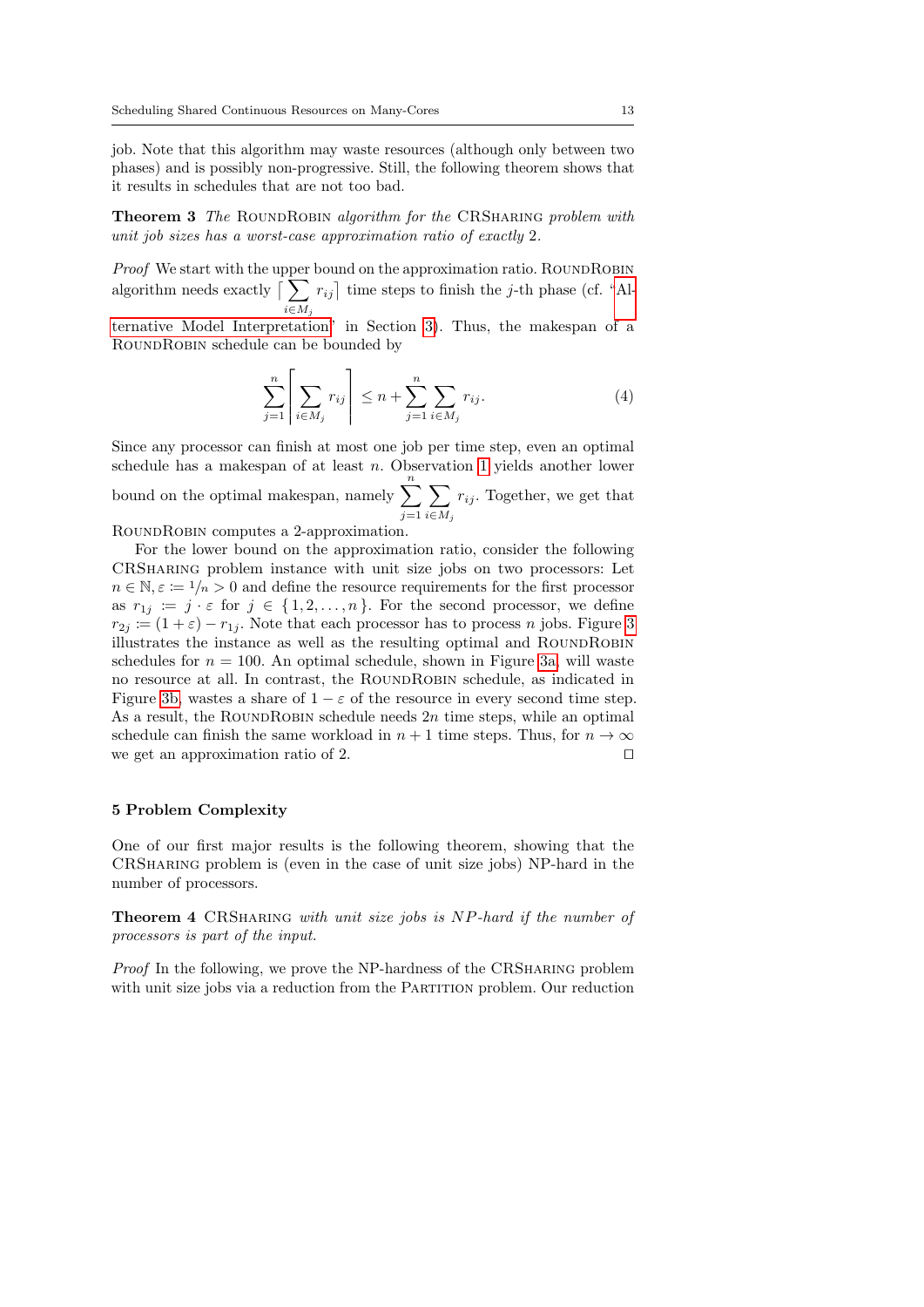job. Note that this algorithm may waste resources (although only between two phases) and is possibly non-progressive. Still, the following theorem shows that it results in schedules that are not too bad.

**Theorem 3** *The* RoundRobin *algorithm for the* CRSharing *problem with unit job sizes has a worst-case approximation ratio of exactly* 2*.*

*Proof* We start with the upper bound on the approximation ratio. RoundRobin algorithm needs exactly $\lceil \sum_{i \in M_j} r_{ij} \rceil$ time steps to finish the $j$-th phase (cf. 'Alternative Model Interpretation' in Section 3). Thus, the makespan of a RoundRobin schedule can be bounded by

$$\sum_{j=1}^{n} \left\lceil \sum_{i \in M_j} r_{ij} \right\rceil \leq n + \sum_{j=1}^{n} \sum_{i \in M_j} r_{ij}. \tag{4}$$

Since any processor can finish at most one job per time step, even an optimal schedule has a makespan of at least $n$. Observation 1 yields another lower bound on the optimal makespan, namely $\sum_{j=1}^{n} \sum_{i \in M_j} r_{ij}$. Together, we get that RoundRobin computes a 2-approximation.

For the lower bound on the approximation ratio, consider the following CRSharing problem instance with unit size jobs on two processors: Let $n \in \mathbb{N}, \varepsilon := 1/n > 0$ and define the resource requirements for the first processor as $r_{1j} := j \cdot \varepsilon$ for $j \in \{1, 2, \ldots, n\}$. For the second processor, we define $r_{2j} := (1 + \varepsilon) - r_{1j}$. Note that each processor has to process $n$ jobs. Figure 3 illustrates the instance as well as the resulting optimal and RoundRobin schedules for $n = 100$. An optimal schedule, shown in Figure 3a, will waste no resource at all. In contrast, the RoundRobin schedule, as indicated in Figure 3b, wastes a share of $1 - \varepsilon$ of the resource in every second time step. As a result, the RoundRobin schedule needs $2n$ time steps, while an optimal schedule can finish the same workload in $n + 1$ time steps. Thus, for $n \to \infty$ we get an approximation ratio of 2. □

## 5 Problem Complexity

One of our first major results is the following theorem, showing that the CRSharing problem is (even in the case of unit size jobs) NP-hard in the number of processors.

**Theorem 4** CRSharing *with unit size jobs is NP-hard if the number of processors is part of the input.*

*Proof* In the following, we prove the NP-hardness of the CRSharing problem with unit size jobs via a reduction from the Partition problem. Our reduction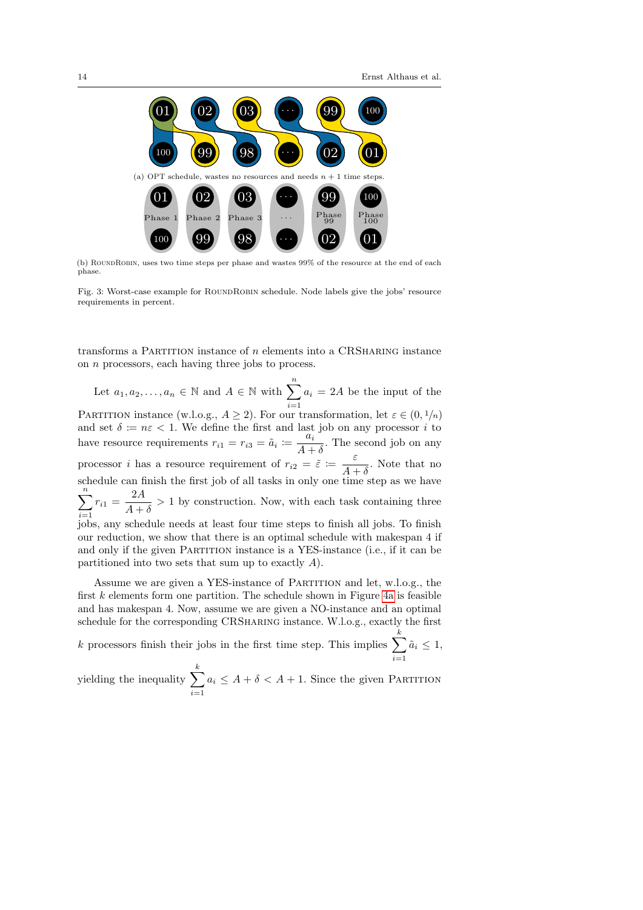(a) OPT schedule, wastes no resources and needs $n + 1$ time steps.

(b) RoundRobin, uses two time steps per phase and wastes 99% of the resource at the end of each phase.

Fig. 3: Worst-case example for RoundRobin schedule. Node labels give the jobs' resource requirements in percent.

transforms a Partition instance of $n$ elements into a CRSharing instance on $n$ processors, each having three jobs to process.

Let $a_1, a_2, \ldots, a_n \in \mathbb{N}$ and $A \in \mathbb{N}$ with $\sum_{i=1}^{n} a_i = 2A$ be the input of the Partition instance (w.l.o.g., $A \geq 2$). For our transformation, let $\varepsilon \in (0, 1/n)$ and set $\delta \coloneqq n\varepsilon < 1$. We define the first and last job on any processor $i$ to have resource requirements $r_{i1} = r_{i3} = \tilde{a}_i \coloneqq \frac{a_i}{A+\delta}$. The second job on any processor $i$ has a resource requirement of $r_{i2} = \tilde{\varepsilon} \coloneqq \frac{\varepsilon}{A+\delta}$. Note that no schedule can finish the first job of all tasks in only one time step as we have $\sum_{i=1}^{n} r_{i1} = \frac{2A}{A+\delta} > 1$ by construction. Now, with each task containing three jobs, any schedule needs at least four time steps to finish all jobs. To finish our reduction, we show that there is an optimal schedule with makespan 4 if and only if the given Partition instance is a YES-instance (i.e., if it can be partitioned into two sets that sum up to exactly $A$).

Assume we are given a YES-instance of Partition and let, w.l.o.g., the first $k$ elements form one partition. The schedule shown in Figure 4a is feasible and has makespan 4. Now, assume we are given a NO-instance and an optimal schedule for the corresponding CRSharing instance. W.l.o.g., exactly the first $k$ processors finish their jobs in the first time step. This implies $\sum_{i=1}^{k} \tilde{a}_i \leq 1$, yielding the inequality $\sum_{i=1}^{k} a_i \leq A + \delta < A + 1$. Since the given Partition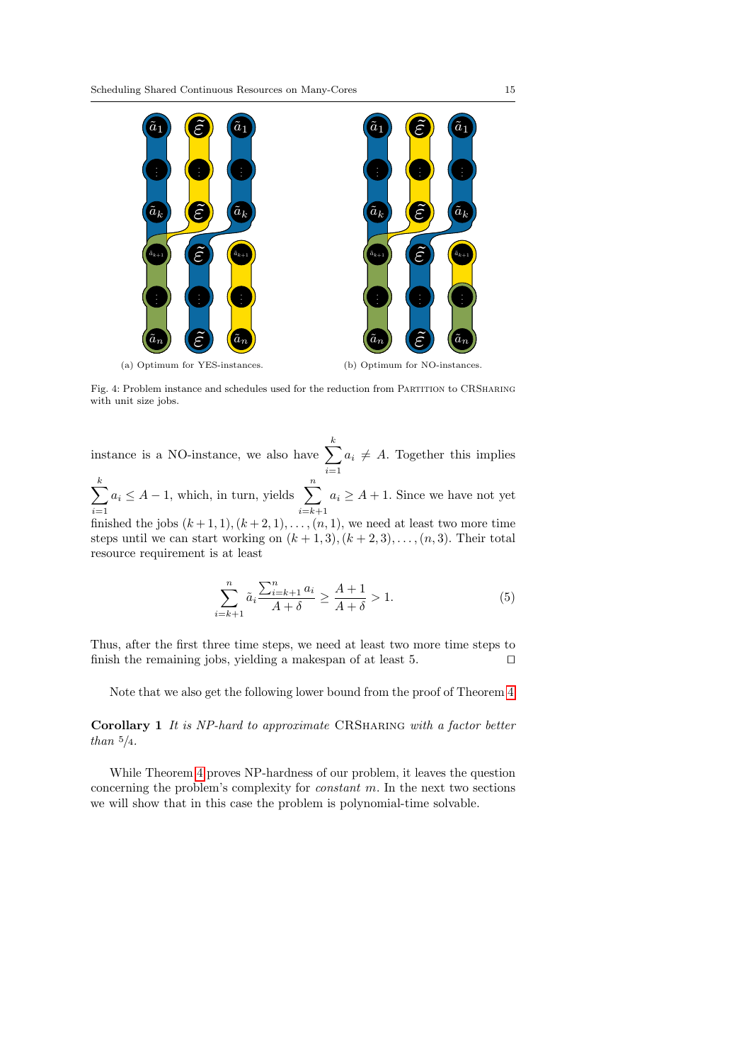(a) Optimum for YES-instances.

(b) Optimum for NO-instances.

Fig. 4: Problem instance and schedules used for the reduction from PARTITION to CRSHARING with unit size jobs.

instance is a NO-instance, we also have $\sum_{i=1}^{k} a_i \neq A$. Together this implies $\sum_{i=1}^{k} a_i \leq A - 1$, which, in turn, yields $\sum_{i=k+1}^{n} a_i \geq A + 1$. Since we have not yet finished the jobs $(k+1, 1), (k+2, 1), \ldots, (n, 1)$, we need at least two more time steps until we can start working on $(k+1, 3), (k+2, 3), \ldots, (n, 3)$. Their total resource requirement is at least

$$\sum_{i=k+1}^{n} \tilde{a}_i \frac{\sum_{i=k+1}^{n} a_i}{A + \delta} \geq \frac{A+1}{A+\delta} > 1. \tag{5}$$

Thus, after the first three time steps, we need at least two more time steps to finish the remaining jobs, yielding a makespan of at least 5. $\square$

Note that we also get the following lower bound from the proof of Theorem 4.

**Corollary 1** *It is NP-hard to approximate* CRSHARING *with a factor better than* $5/4$.

While Theorem 4 proves NP-hardness of our problem, it leaves the question concerning the problem's complexity for *constant* $m$. In the next two sections we will show that in this case the problem is polynomial-time solvable.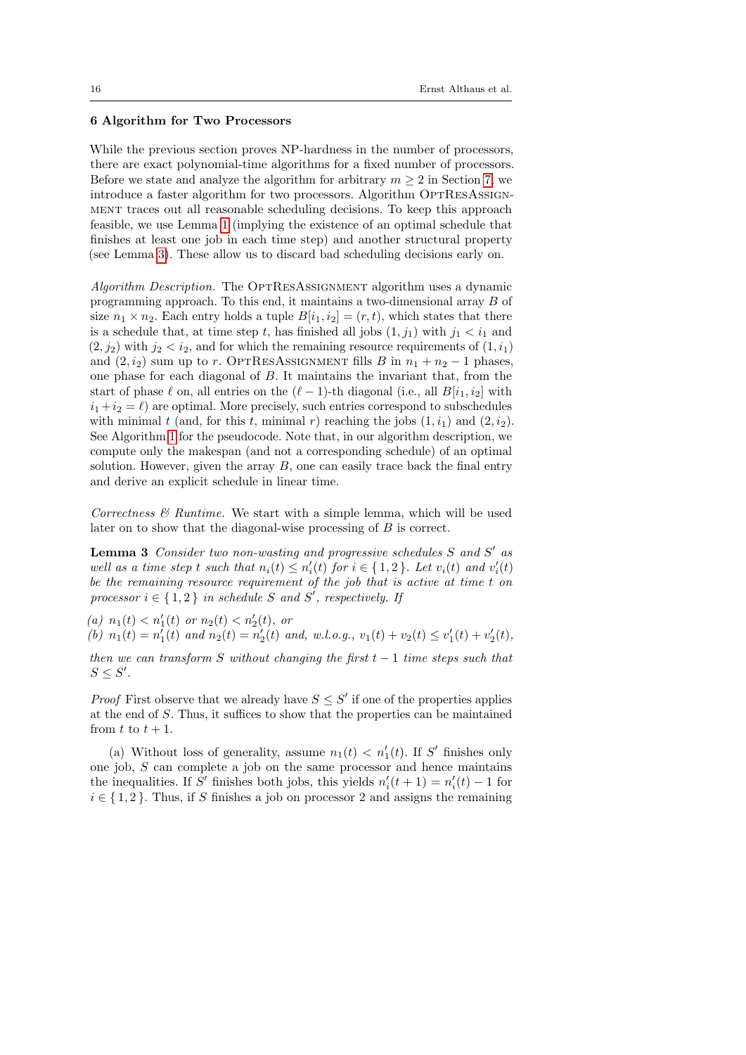## 6 Algorithm for Two Processors

While the previous section proves NP-hardness in the number of processors, there are exact polynomial-time algorithms for a fixed number of processors. Before we state and analyze the algorithm for arbitrary $m \geq 2$ in Section 7, we introduce a faster algorithm for two processors. Algorithm OptResAssignment traces out all reasonable scheduling decisions. To keep this approach feasible, we use Lemma 1 (implying the existence of an optimal schedule that finishes at least one job in each time step) and another structural property (see Lemma 3). These allow us to discard bad scheduling decisions early on.

*Algorithm Description.* The OptResAssignment algorithm uses a dynamic programming approach. To this end, it maintains a two-dimensional array $B$ of size $n_1 \times n_2$. Each entry holds a tuple $B[i_1, i_2] = (r, t)$, which states that there is a schedule that, at time step $t$, has finished all jobs $(1, j_1)$ with $j_1 < i_1$ and $(2, j_2)$ with $j_2 < i_2$, and for which the remaining resource requirements of $(1, i_1)$ and $(2, i_2)$ sum up to $r$. OptResAssignment fills $B$ in $n_1 + n_2 - 1$ phases, one phase for each diagonal of $B$. It maintains the invariant that, from the start of phase $\ell$ on, all entries on the $(\ell - 1)$-th diagonal (i.e., all $B[i_1, i_2]$ with $i_1 + i_2 = \ell$) are optimal. More precisely, such entries correspond to subschedules with minimal $t$ (and, for this $t$, minimal $r$) reaching the jobs $(1, i_1)$ and $(2, i_2)$. See Algorithm 1 for the pseudocode. Note that, in our algorithm description, we compute only the makespan (and not a corresponding schedule) of an optimal solution. However, given the array $B$, one can easily trace back the final entry and derive an explicit schedule in linear time.

*Correctness & Runtime.* We start with a simple lemma, which will be used later on to show that the diagonal-wise processing of $B$ is correct.

**Lemma 3** *Consider two non-wasting and progressive schedules $S$ and $S'$ as well as a time step $t$ such that $n_i(t) \leq n_i'(t)$ for $i \in \{1, 2\}$. Let $v_i(t)$ and $v_i'(t)$ be the remaining resource requirement of the job that is active at time $t$ on processor $i \in \{1, 2\}$ in schedule $S$ and $S'$, respectively. If*

*(a) $n_1(t) < n_1'(t)$ or $n_2(t) < n_2'(t)$, or*
*(b) $n_1(t) = n_1'(t)$ and $n_2(t) = n_2'(t)$ and, w.l.o.g., $v_1(t) + v_2(t) \leq v_1'(t) + v_2'(t)$,*

*then we can transform $S$ without changing the first $t - 1$ time steps such that $S \leq S'$.*

*Proof* First observe that we already have $S \leq S'$ if one of the properties applies at the end of $S$. Thus, it suffices to show that the properties can be maintained from $t$ to $t + 1$.

(a) Without loss of generality, assume $n_1(t) < n_1'(t)$. If $S'$ finishes only one job, $S$ can complete a job on the same processor and hence maintains the inequalities. If $S'$ finishes both jobs, this yields $n_i'(t + 1) = n_i'(t) - 1$ for $i \in \{1, 2\}$. Thus, if $S$ finishes a job on processor 2 and assigns the remaining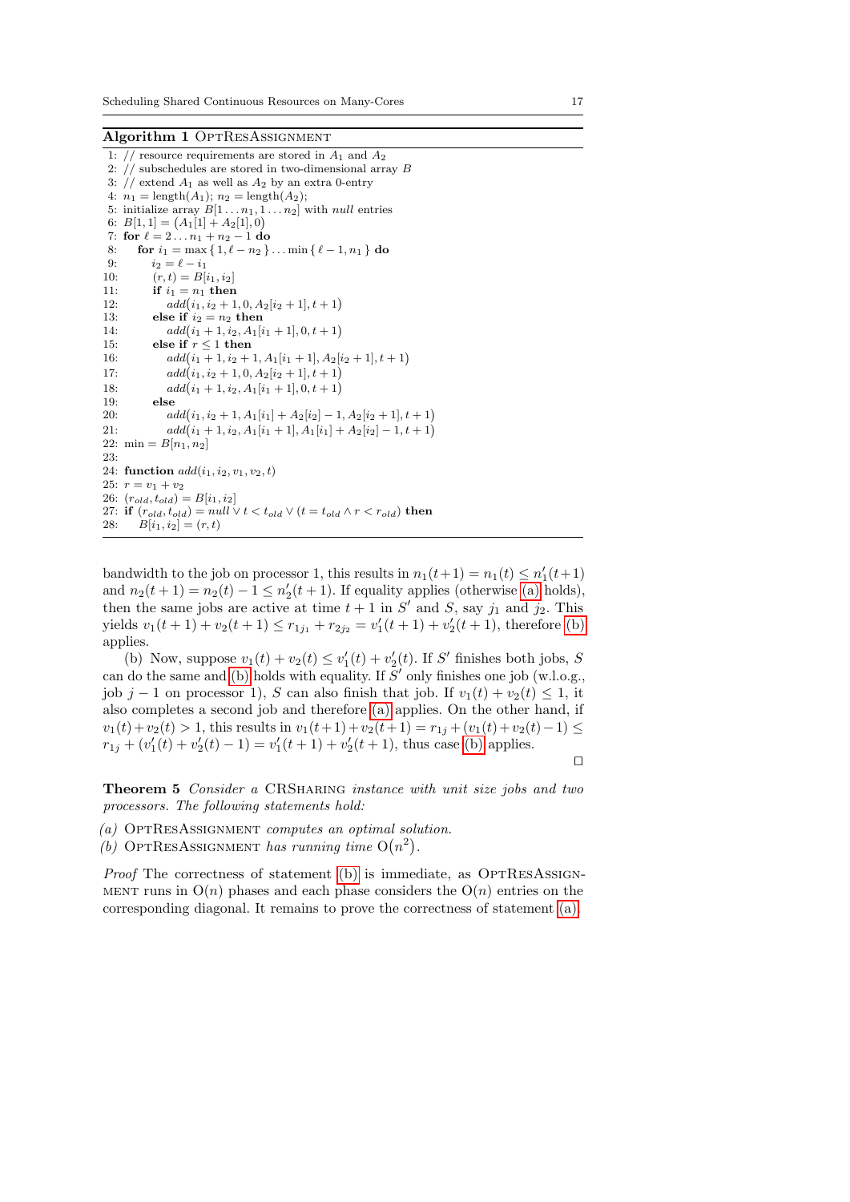**Algorithm 1** OptResAssignment

```
1: // resource requirements are stored in A_1 and A_2
2: // subschedules are stored in two-dimensional array B
3: // extend A_1 as well as A_2 by an extra 0-entry
4: n_1 = length(A_1); n_2 = length(A_2);
5: initialize array B[1...n_1, 1...n_2] with null entries
6: B[1,1] = (A_1[1] + A_2[1], 0)
7: for ℓ = 2...n_1 + n_2 − 1 do
8:     for i_1 = max{1, ℓ − n_2}...min{ℓ − 1, n_1} do
9:         i_2 = ℓ − i_1
10:        (r, t) = B[i_1, i_2]
11:        if i_1 = n_1 then
12:            add(i_1, i_2 + 1, 0, A_2[i_2 + 1], t + 1)
13:        else if i_2 = n_2 then
14:            add(i_1 + 1, i_2, A_1[i_1 + 1], 0, t + 1)
15:        else if r ≤ 1 then
16:            add(i_1 + 1, i_2 + 1, A_1[i_1 + 1], A_2[i_2 + 1], t + 1)
17:            add(i_1, i_2 + 1, 0, A_2[i_2 + 1], t + 1)
18:            add(i_1 + 1, i_2, A_1[i_1 + 1], 0, t + 1)
19:        else
20:            add(i_1, i_2 + 1, A_1[i_1] + A_2[i_2] − 1, A_2[i_2 + 1], t + 1)
21:            add(i_1 + 1, i_2, A_1[i_1 + 1], A_1[i_1] + A_2[i_2] − 1, t + 1)
22: min = B[n_1, n_2]
23:
24: function add(i_1, i_2, v_1, v_2, t)
25: r = v_1 + v_2
26: (r_old, t_old) = B[i_1, i_2]
27: if (r_old, t_old) = null ∨ t < t_old ∨ (t = t_old ∧ r < r_old) then
28:     B[i_1, i_2] = (r, t)
```

bandwidth to the job on processor 1, this results in $n_1(t+1) = n_1(t) \leq n_1'(t+1)$ and $n_2(t+1) = n_2(t) - 1 \leq n_2'(t+1)$. If equality applies (otherwise (a) holds), then the same jobs are active at time $t+1$ in $S'$ and $S$, say $j_1$ and $j_2$. This yields $v_1(t+1) + v_2(t+1) \leq r_{1j_1} + r_{2j_2} = v_1'(t+1) + v_2'(t+1)$, therefore (b) applies.

(b) Now, suppose $v_1(t) + v_2(t) \leq v_1'(t) + v_2'(t)$. If $S'$ finishes both jobs, $S$ can do the same and (b) holds with equality. If $S'$ only finishes one job (w.l.o.g., job $j-1$ on processor 1), $S$ can also finish that job. If $v_1(t) + v_2(t) \leq 1$, it also completes a second job and therefore (a) applies. On the other hand, if $v_1(t)+v_2(t) > 1$, this results in $v_1(t+1)+v_2(t+1) = r_{1j} + (v_1(t)+v_2(t)-1) \leq r_{1j} + (v_1'(t) + v_2'(t) - 1) = v_1'(t+1) + v_2'(t+1)$, thus case (b) applies.

□

**Theorem 5** *Consider a* CRSharing *instance with unit size jobs and two processors. The following statements hold:*

*(a)* OptResAssignment *computes an optimal solution.*

*(b)* OptResAssignment *has running time* $O(n^2)$.

*Proof* The correctness of statement (b) is immediate, as OptResAssignment runs in $O(n)$ phases and each phase considers the $O(n)$ entries on the corresponding diagonal. It remains to prove the correctness of statement (a).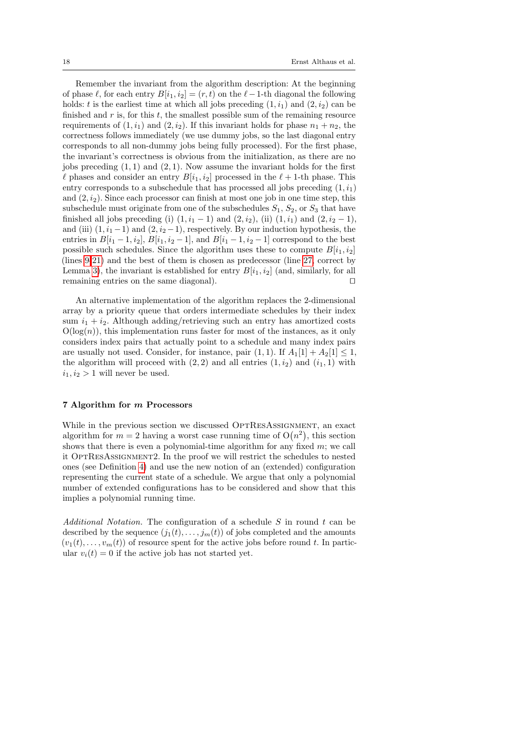Remember the invariant from the algorithm description: At the beginning of phase $\ell$, for each entry $B[i_1, i_2] = (r, t)$ on the $\ell - 1$-th diagonal the following holds: $t$ is the earliest time at which all jobs preceding $(1, i_1)$ and $(2, i_2)$ can be finished and $r$ is, for this $t$, the smallest possible sum of the remaining resource requirements of $(1, i_1)$ and $(2, i_2)$. If this invariant holds for phase $n_1 + n_2$, the correctness follows immediately (we use dummy jobs, so the last diagonal entry corresponds to all non-dummy jobs being fully processed). For the first phase, the invariant's correctness is obvious from the initialization, as there are no jobs preceding $(1, 1)$ and $(2, 1)$. Now assume the invariant holds for the first $\ell$ phases and consider an entry $B[i_1, i_2]$ processed in the $\ell + 1$-th phase. This entry corresponds to a subschedule that has processed all jobs preceding $(1, i_1)$ and $(2, i_2)$. Since each processor can finish at most one job in one time step, this subschedule must originate from one of the subschedules $S_1$, $S_2$, or $S_3$ that have finished all jobs preceding (i) $(1, i_1 - 1)$ and $(2, i_2)$, (ii) $(1, i_1)$ and $(2, i_2 - 1)$, and (iii) $(1, i_1 - 1)$ and $(2, i_2 - 1)$, respectively. By our induction hypothesis, the entries in $B[i_1 - 1, i_2]$, $B[i_1, i_2 - 1]$, and $B[i_1 - 1, i_2 - 1]$ correspond to the best possible such schedules. Since the algorithm uses these to compute $B[i_1, i_2]$ (lines 9-21) and the best of them is chosen as predecessor (line 27, correct by Lemma 3), the invariant is established for entry $B[i_1, i_2]$ (and, similarly, for all remaining entries on the same diagonal). ◻

An alternative implementation of the algorithm replaces the 2-dimensional array by a priority queue that orders intermediate schedules by their index sum $i_1 + i_2$. Although adding/retrieving such an entry has amortized costs $O(\log(n))$, this implementation runs faster for most of the instances, as it only considers index pairs that actually point to a schedule and many index pairs are usually not used. Consider, for instance, pair $(1, 1)$. If $A_1[1] + A_2[1] \leq 1$, the algorithm will proceed with $(2, 2)$ and all entries $(1, i_2)$ and $(i_1, 1)$ with $i_1, i_2 > 1$ will never be used.

## 7 Algorithm for $m$ Processors

While in the previous section we discussed OptResAssignment, an exact algorithm for $m = 2$ having a worst case running time of $O(n^2)$, this section shows that there is even a polynomial-time algorithm for any fixed $m$; we call it OptResAssignment2. In the proof we will restrict the schedules to nested ones (see Definition 4) and use the new notion of an (extended) configuration representing the current state of a schedule. We argue that only a polynomial number of extended configurations has to be considered and show that this implies a polynomial running time.

*Additional Notation.* The configuration of a schedule $S$ in round $t$ can be described by the sequence $(j_1(t), \dots, j_m(t))$ of jobs completed and the amounts $(v_1(t), \dots, v_m(t))$ of resource spent for the active jobs before round $t$. In particular $v_i(t) = 0$ if the active job has not started yet.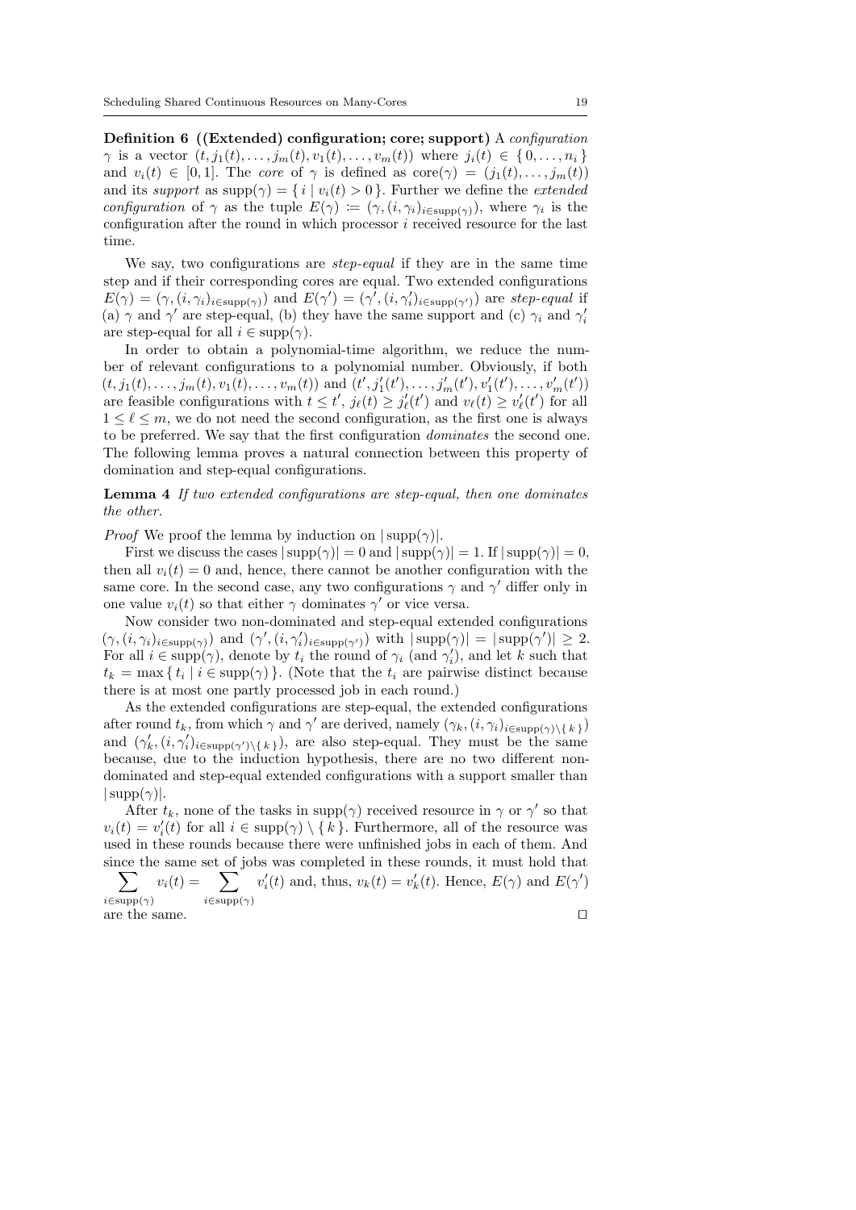**Definition 6 ((Extended) configuration; core; support)** A *configuration* $\gamma$ is a vector $(t, j_1(t), \ldots, j_m(t), v_1(t), \ldots, v_m(t))$ where $j_i(t) \in \{0, \ldots, n_i\}$ and $v_i(t) \in [0,1]$. The *core* of $\gamma$ is defined as $\mathrm{core}(\gamma) = (j_1(t), \ldots, j_m(t))$ and its *support* as $\mathrm{supp}(\gamma) = \{ i \mid v_i(t) > 0 \}$. Further we define the *extended configuration* of $\gamma$ as the tuple $E(\gamma) \coloneqq (\gamma, (i, \gamma_i)_{i \in \mathrm{supp}(\gamma)})$, where $\gamma_i$ is the configuration after the round in which processor $i$ received resource for the last time.

We say, two configurations are *step-equal* if they are in the same time step and if their corresponding cores are equal. Two extended configurations $E(\gamma) = (\gamma, (i, \gamma_i)_{i \in \mathrm{supp}(\gamma)})$ and $E(\gamma') = (\gamma', (i, \gamma'_i)_{i \in \mathrm{supp}(\gamma')})$ are *step-equal* if (a) $\gamma$ and $\gamma'$ are step-equal, (b) they have the same support and (c) $\gamma_i$ and $\gamma'_i$ are step-equal for all $i \in \mathrm{supp}(\gamma)$.

In order to obtain a polynomial-time algorithm, we reduce the number of relevant configurations to a polynomial number. Obviously, if both $(t, j_1(t), \ldots, j_m(t), v_1(t), \ldots, v_m(t))$ and $(t', j'_1(t'), \ldots, j'_m(t'), v'_1(t'), \ldots, v'_m(t'))$ are feasible configurations with $t \le t'$, $j_\ell(t) \ge j'_\ell(t')$ and $v_\ell(t) \ge v'_\ell(t')$ for all $1 \le \ell \le m$, we do not need the second configuration, as the first one is always to be preferred. We say that the first configuration *dominates* the second one. The following lemma proves a natural connection between this property of domination and step-equal configurations.

**Lemma 4** *If two extended configurations are step-equal, then one dominates the other.*

*Proof* We proof the lemma by induction on $|\mathrm{supp}(\gamma)|$.

First we discuss the cases $|\mathrm{supp}(\gamma)| = 0$ and $|\mathrm{supp}(\gamma)| = 1$. If $|\mathrm{supp}(\gamma)| = 0$, then all $v_i(t) = 0$ and, hence, there cannot be another configuration with the same core. In the second case, any two configurations $\gamma$ and $\gamma'$ differ only in one value $v_i(t)$ so that either $\gamma$ dominates $\gamma'$ or vice versa.

Now consider two non-dominated and step-equal extended configurations $(\gamma, (i, \gamma_i)_{i \in \mathrm{supp}(\gamma)})$ and $(\gamma', (i, \gamma'_i)_{i \in \mathrm{supp}(\gamma')})$ with $|\mathrm{supp}(\gamma)| = |\mathrm{supp}(\gamma')| \ge 2$. For all $i \in \mathrm{supp}(\gamma)$, denote by $t_i$ the round of $\gamma_i$ (and $\gamma'_i$), and let $k$ such that $t_k = \max\{ t_i \mid i \in \mathrm{supp}(\gamma) \}$. (Note that the $t_i$ are pairwise distinct because there is at most one partly processed job in each round.)

As the extended configurations are step-equal, the extended configurations after round $t_k$, from which $\gamma$ and $\gamma'$ are derived, namely $(\gamma_k, (i, \gamma_i)_{i \in \mathrm{supp}(\gamma) \setminus \{k\}})$ and $(\gamma'_k, (i, \gamma'_i)_{i \in \mathrm{supp}(\gamma') \setminus \{k\}})$, are also step-equal. They must be the same because, due to the induction hypothesis, there are no two different non-dominated and step-equal extended configurations with a support smaller than $|\mathrm{supp}(\gamma)|$.

After $t_k$, none of the tasks in $\mathrm{supp}(\gamma)$ received resource in $\gamma$ or $\gamma'$ so that $v_i(t) = v'_i(t)$ for all $i \in \mathrm{supp}(\gamma) \setminus \{k\}$. Furthermore, all of the resource was used in these rounds because there were unfinished jobs in each of them. And since the same set of jobs was completed in these rounds, it must hold that $\sum_{i \in \mathrm{supp}(\gamma)} v_i(t) = \sum_{i \in \mathrm{supp}(\gamma)} v'_i(t)$ and, thus, $v_k(t) = v'_k(t)$. Hence, $E(\gamma)$ and $E(\gamma')$ are the same. $\square$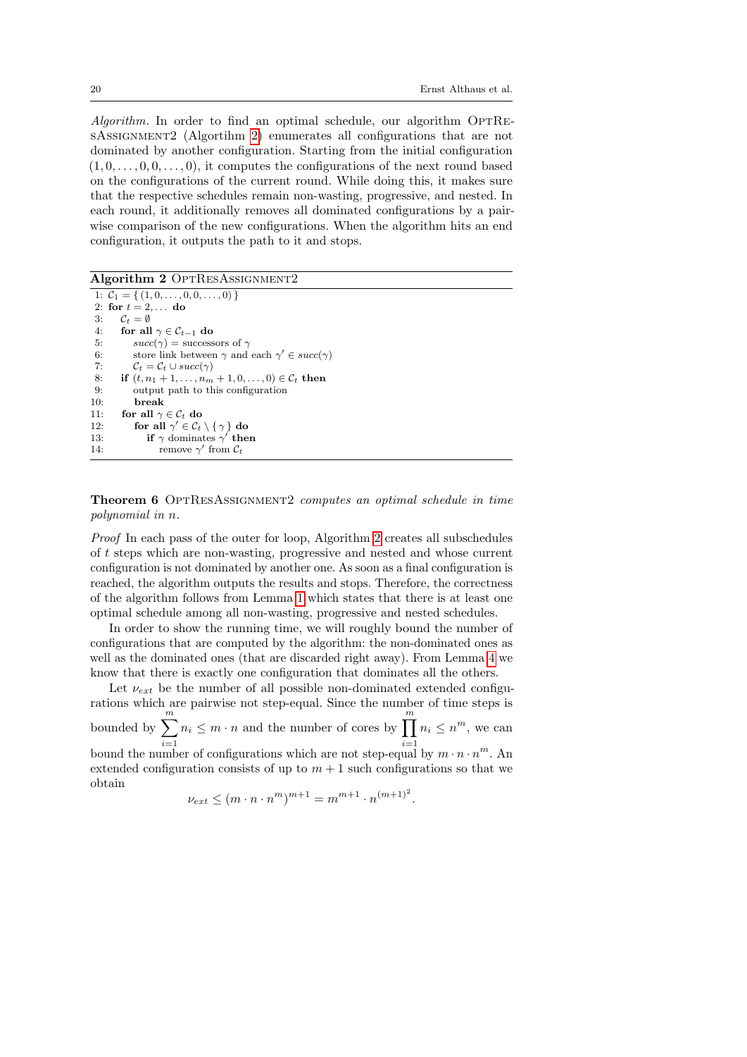*Algorithm.* In order to find an optimal schedule, our algorithm OptResAssignment2 (Algortihm 2) enumerates all configurations that are not dominated by another configuration. Starting from the initial configuration $(1, 0, \ldots, 0, 0, \ldots, 0)$, it computes the configurations of the next round based on the configurations of the current round. While doing this, it makes sure that the respective schedules remain non-wasting, progressive, and nested. In each round, it additionally removes all dominated configurations by a pairwise comparison of the new configurations. When the algorithm hits an end configuration, it outputs the path to it and stops.

**Algorithm 2** OptResAssignment2

```
1:  C_1 = { (1, 0, ..., 0, 0, ..., 0) }
2:  for t = 2, ... do
3:     C_t = ∅
4:     for all γ ∈ C_{t-1} do
5:        succ(γ) = successors of γ
6:        store link between γ and each γ' ∈ succ(γ)
7:        C_t = C_t ∪ succ(γ)
8:     if (t, n_1 + 1, ..., n_m + 1, 0, ..., 0) ∈ C_t then
9:        output path to this configuration
10:       break
11:    for all γ ∈ C_t do
12:       for all γ' ∈ C_t \ { γ } do
13:          if γ dominates γ' then
14:             remove γ' from C_t
```

**Theorem 6** *OptResAssignment2 computes an optimal schedule in time polynomial in n.*

*Proof* In each pass of the outer for loop, Algorithm 2 creates all subschedules of $t$ steps which are non-wasting, progressive and nested and whose current configuration is not dominated by another one. As soon as a final configuration is reached, the algorithm outputs the results and stops. Therefore, the correctness of the algorithm follows from Lemma 1 which states that there is at least one optimal schedule among all non-wasting, progressive and nested schedules.

In order to show the running time, we will roughly bound the number of configurations that are computed by the algorithm: the non-dominated ones as well as the dominated ones (that are discarded right away). From Lemma 4 we know that there is exactly one configuration that dominates all the others.

Let $\nu_{ext}$ be the number of all possible non-dominated extended configurations which are pairwise not step-equal. Since the number of time steps is bounded by $\sum_{i=1}^{m} n_i \leq m \cdot n$ and the number of cores by $\prod_{i=1}^{m} n_i \leq n^m$, we can bound the number of configurations which are not step-equal by $m \cdot n \cdot n^m$. An extended configuration consists of up to $m + 1$ such configurations so that we obtain

$$\nu_{ext} \leq (m \cdot n \cdot n^m)^{m+1} = m^{m+1} \cdot n^{(m+1)^2}.$$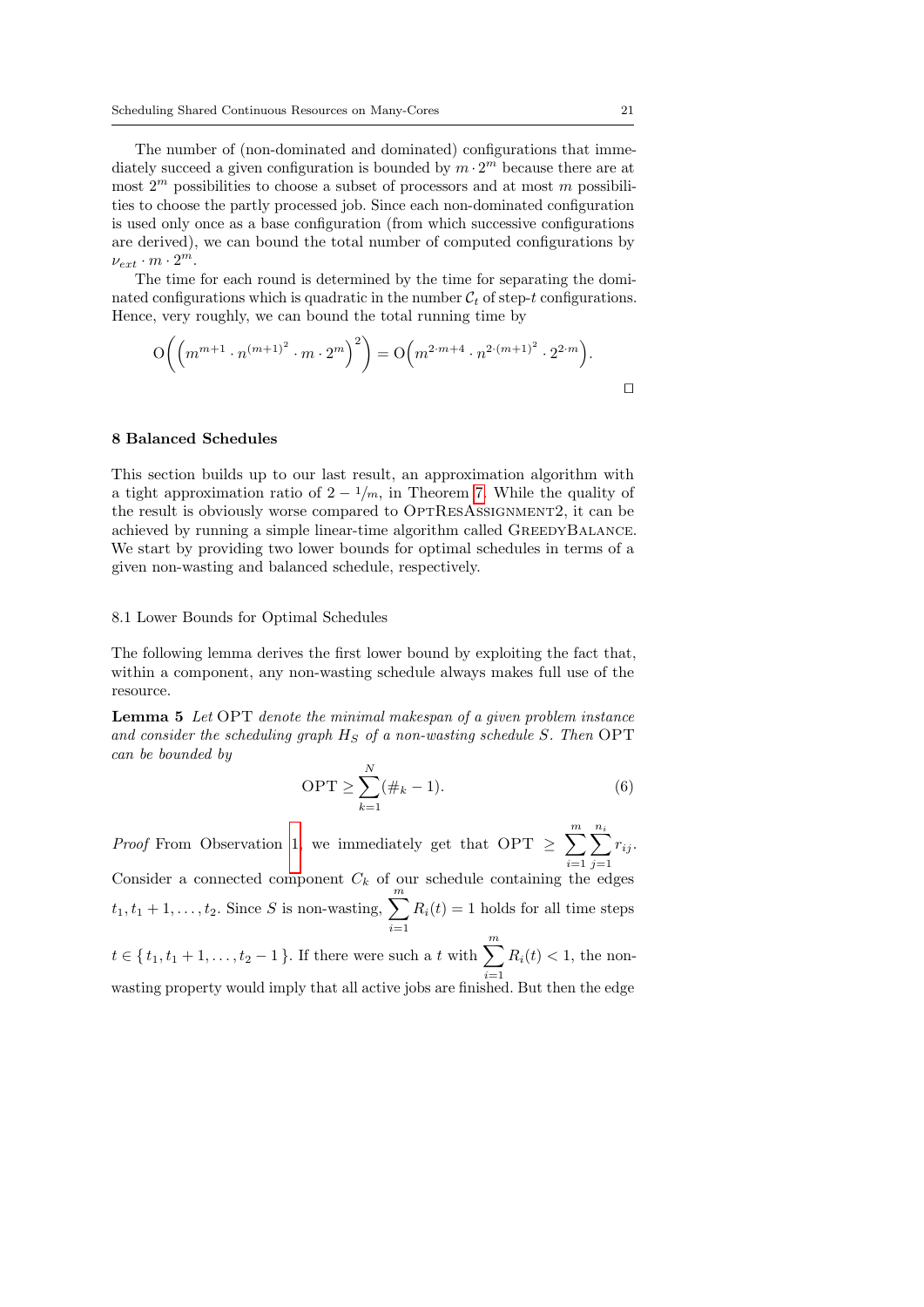The number of (non-dominated and dominated) configurations that immediately succeed a given configuration is bounded by $m \cdot 2^m$ because there are at most $2^m$ possibilities to choose a subset of processors and at most $m$ possibilities to choose the partly processed job. Since each non-dominated configuration is used only once as a base configuration (from which successive configurations are derived), we can bound the total number of computed configurations by $\nu_{ext} \cdot m \cdot 2^m$.

The time for each round is determined by the time for separating the dominated configurations which is quadratic in the number $\mathcal{C}_t$ of step-$t$ configurations. Hence, very roughly, we can bound the total running time by

$$\mathrm{O}\Big(\Big(m^{m+1} \cdot n^{(m+1)^2} \cdot m \cdot 2^m\Big)^2\Big) = \mathrm{O}\Big(m^{2 \cdot m+4} \cdot n^{2 \cdot (m+1)^2} \cdot 2^{2 \cdot m}\Big).$$

□

## 8 Balanced Schedules

This section builds up to our last result, an approximation algorithm with a tight approximation ratio of $2 - 1/m$, in Theorem 7. While the quality of the result is obviously worse compared to OptResAssignment2, it can be achieved by running a simple linear-time algorithm called GreedyBalance. We start by providing two lower bounds for optimal schedules in terms of a given non-wasting and balanced schedule, respectively.

### 8.1 Lower Bounds for Optimal Schedules

The following lemma derives the first lower bound by exploiting the fact that, within a component, any non-wasting schedule always makes full use of the resource.

**Lemma 5** *Let* OPT *denote the minimal makespan of a given problem instance and consider the scheduling graph $H_S$ of a non-wasting schedule $S$. Then* OPT *can be bounded by*

$$\mathrm{OPT} \geq \sum_{k=1}^{N} (\#_k - 1). \tag{6}$$

*Proof* From Observation 1, we immediately get that $\mathrm{OPT} \geq \sum_{i=1}^{m} \sum_{j=1}^{n_i} r_{ij}$. Consider a connected component $C_k$ of our schedule containing the edges $t_1, t_1+1, \ldots, t_2$. Since $S$ is non-wasting, $\sum_{i=1}^{m} R_i(t) = 1$ holds for all time steps $t \in \{ t_1, t_1+1, \ldots, t_2 - 1 \}$. If there were such a $t$ with $\sum_{i=1}^{m} R_i(t) < 1$, the non-wasting property would imply that all active jobs are finished. But then the edge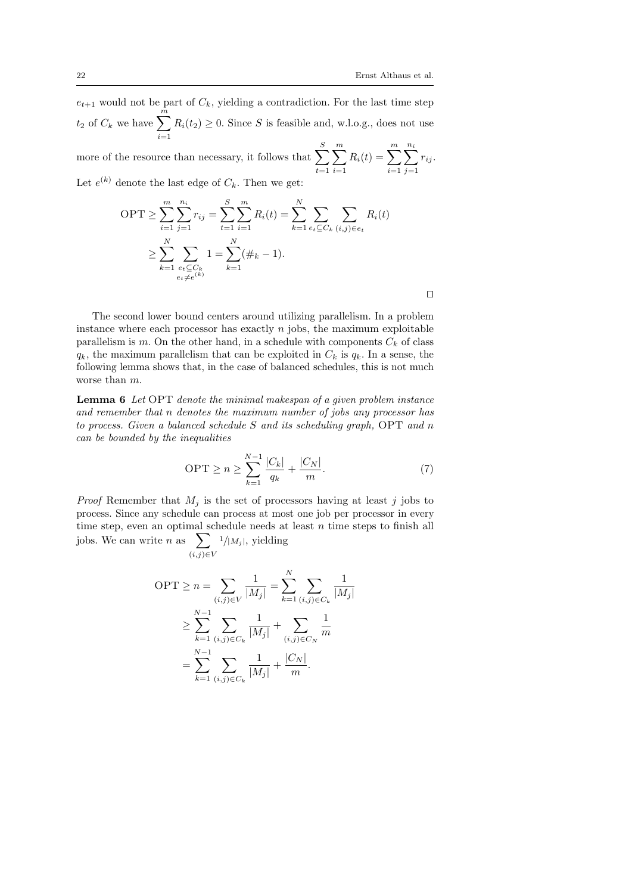$e_{t+1}$ would not be part of $C_k$, yielding a contradiction. For the last time step $t_2$ of $C_k$ we have $\sum_{i=1}^{m} R_i(t_2) \geq 0$. Since $S$ is feasible and, w.l.o.g., does not use more of the resource than necessary, it follows that $\sum_{t=1}^{S}\sum_{i=1}^{m} R_i(t) = \sum_{i=1}^{m}\sum_{j=1}^{n_i} r_{ij}$. Let $e^{(k)}$ denote the last edge of $C_k$. Then we get:

$$
\begin{aligned}
\mathrm{OPT} &\geq \sum_{i=1}^{m}\sum_{j=1}^{n_i} r_{ij} = \sum_{t=1}^{S}\sum_{i=1}^{m} R_i(t) = \sum_{k=1}^{N}\sum_{e_t \subseteq C_k}\sum_{(i,j)\in e_t} R_i(t) \\
&\geq \sum_{k=1}^{N}\sum_{\substack{e_t \subseteq C_k \\ e_t \neq e^{(k)}}} 1 = \sum_{k=1}^{N}(\#_k - 1).
\end{aligned}
$$

$\square$

The second lower bound centers around utilizing parallelism. In a problem instance where each processor has exactly $n$ jobs, the maximum exploitable parallelism is $m$. On the other hand, in a schedule with components $C_k$ of class $q_k$, the maximum parallelism that can be exploited in $C_k$ is $q_k$. In a sense, the following lemma shows that, in the case of balanced schedules, this is not much worse than $m$.

**Lemma 6** *Let* OPT *denote the minimal makespan of a given problem instance and remember that* $n$ *denotes the maximum number of jobs any processor has to process. Given a balanced schedule* $S$ *and its scheduling graph,* OPT *and* $n$ *can be bounded by the inequalities*

$$
\mathrm{OPT} \geq n \geq \sum_{k=1}^{N-1} \frac{|C_k|}{q_k} + \frac{|C_N|}{m}. \tag{7}
$$

*Proof* Remember that $M_j$ is the set of processors having at least $j$ jobs to process. Since any schedule can process at most one job per processor in every time step, even an optimal schedule needs at least $n$ time steps to finish all jobs. We can write $n$ as $\sum_{(i,j)\in V} 1/|M_j|$, yielding

$$
\begin{aligned}
\mathrm{OPT} \geq n &= \sum_{(i,j)\in V} \frac{1}{|M_j|} = \sum_{k=1}^{N}\sum_{(i,j)\in C_k} \frac{1}{|M_j|} \\
&\geq \sum_{k=1}^{N-1}\sum_{(i,j)\in C_k} \frac{1}{|M_j|} + \sum_{(i,j)\in C_N} \frac{1}{m} \\
&= \sum_{k=1}^{N-1}\sum_{(i,j)\in C_k} \frac{1}{|M_j|} + \frac{|C_N|}{m}.
\end{aligned}
$$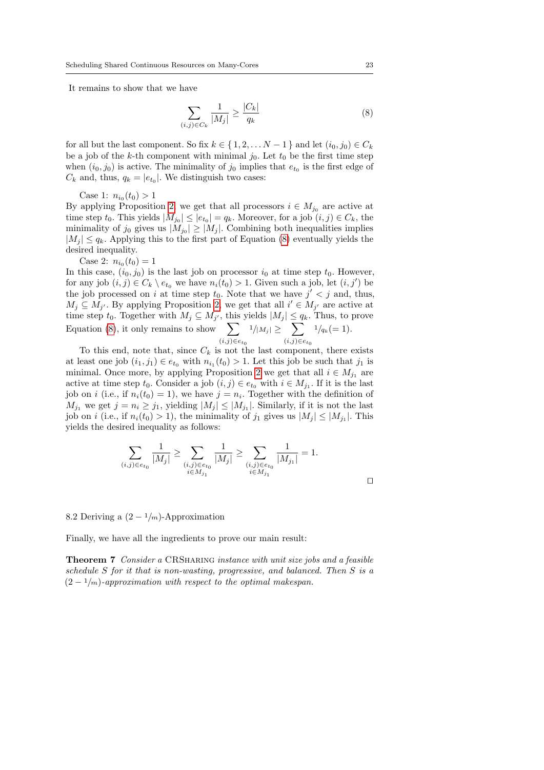It remains to show that we have

$$\sum_{(i,j)\in C_k} \frac{1}{|M_j|} \geq \frac{|C_k|}{q_k} \tag{8}$$

for all but the last component. So fix $k \in \{1, 2, \dots N-1\}$ and let $(i_0, j_0) \in C_k$ be a job of the $k$-th component with minimal $j_0$. Let $t_0$ be the first time step when $(i_0, j_0)$ is active. The minimality of $j_0$ implies that $e_{t_0}$ is the first edge of $C_k$ and, thus, $q_k = |e_{t_0}|$. We distinguish two cases:

Case 1: $n_{i_0}(t_0) > 1$
By applying Proposition 2, we get that all processors $i \in M_{j_0}$ are active at time step $t_0$. This yields $|M_{j_0}| \leq |e_{t_0}| = q_k$. Moreover, for a job $(i,j) \in C_k$, the minimality of $j_0$ gives us $|M_{j_0}| \geq |M_j|$. Combining both inequalities implies $|M_j| \leq q_k$. Applying this to the first part of Equation (8) eventually yields the desired inequality.

Case 2: $n_{i_0}(t_0) = 1$
In this case, $(i_0, j_0)$ is the last job on processor $i_0$ at time step $t_0$. However, for any job $(i,j) \in C_k \setminus e_{t_0}$ we have $n_i(t_0) > 1$. Given such a job, let $(i, j')$ be the job processed on $i$ at time step $t_0$. Note that we have $j' < j$ and, thus, $M_j \subseteq M_{j'}$. By applying Proposition 2, we get that all $i' \in M_{j'}$ are active at time step $t_0$. Together with $M_j \subseteq M_{j'}$, this yields $|M_j| \leq q_k$. Thus, to prove Equation (8), it only remains to show $\sum_{(i,j)\in e_{t_0}} 1/|M_j| \geq \sum_{(i,j)\in e_{t_0}} 1/q_k (= 1)$.

To this end, note that, since $C_k$ is not the last component, there exists at least one job $(i_1, j_1) \in e_{t_0}$ with $n_{i_1}(t_0) > 1$. Let this job be such that $j_1$ is minimal. Once more, by applying Proposition 2 we get that all $i \in M_{j_1}$ are active at time step $t_0$. Consider a job $(i,j) \in e_{t_0}$ with $i \in M_{j_1}$. If it is the last job on $i$ (i.e., if $n_i(t_0) = 1$), we have $j = n_i$. Together with the definition of $M_{j_1}$ we get $j = n_i \geq j_1$, yielding $|M_j| \leq |M_{j_1}|$. Similarly, if it is not the last job on $i$ (i.e., if $n_i(t_0) > 1$), the minimality of $j_1$ gives us $|M_j| \leq |M_{j_1}|$. This yields the desired inequality as follows:

$$\sum_{(i,j)\in e_{t_0}} \frac{1}{|M_j|} \geq \sum_{\substack{(i,j)\in e_{t_0}\\ i\in M_{j_1}}} \frac{1}{|M_j|} \geq \sum_{\substack{(i,j)\in e_{t_0}\\ i\in M_{j_1}}} \frac{1}{|M_{j_1}|} = 1.$$

□

### 8.2 Deriving a $(2 - 1/m)$-Approximation

Finally, we have all the ingredients to prove our main result:

**Theorem 7** *Consider a* CRSharing *instance with unit size jobs and a feasible schedule $S$ for it that is non-wasting, progressive, and balanced. Then $S$ is a $(2 - 1/m)$-approximation with respect to the optimal makespan.*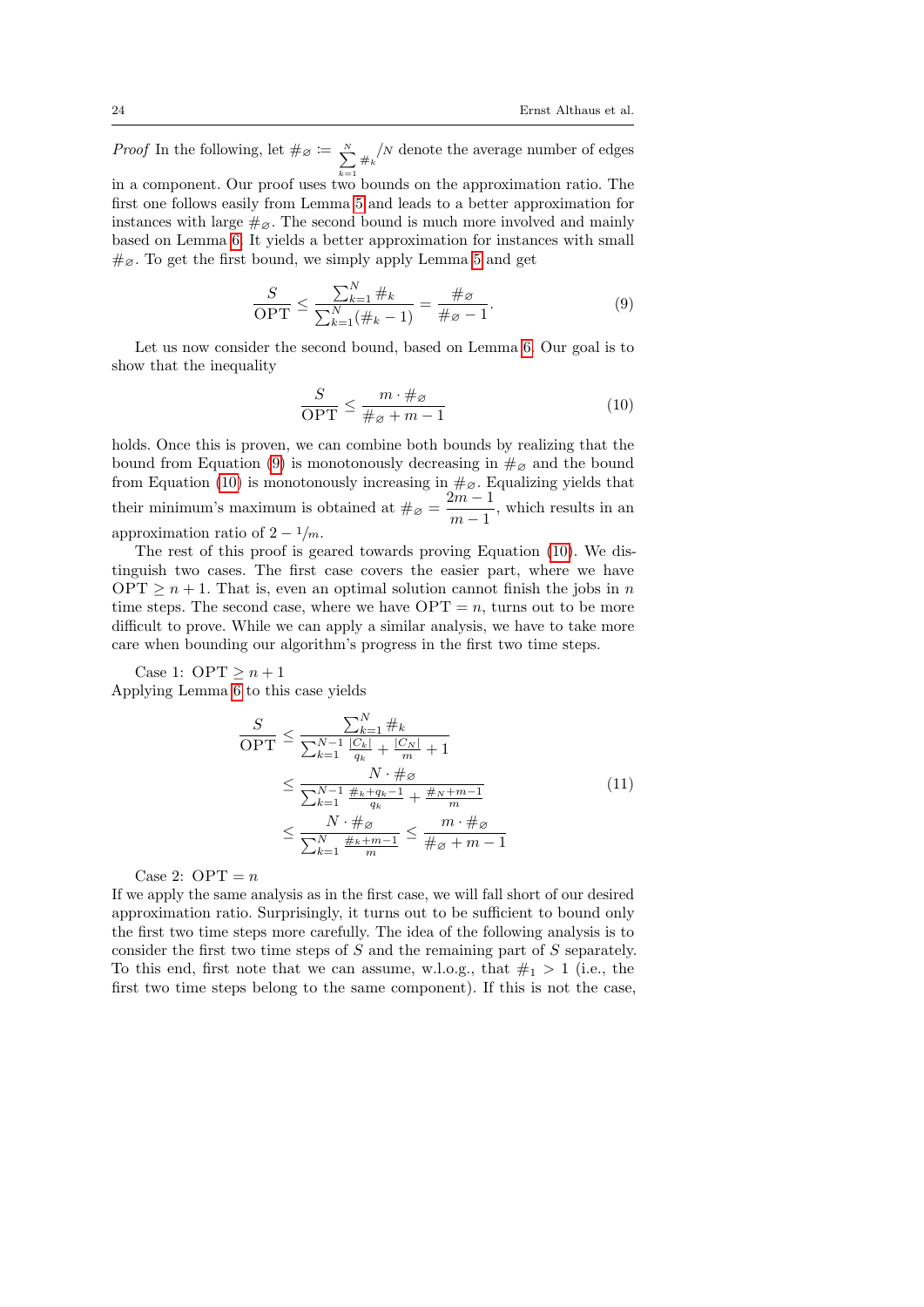*Proof* In the following, let $\#_\varnothing \coloneqq \sum_{k=1}^{N} \#_k / N$ denote the average number of edges in a component. Our proof uses two bounds on the approximation ratio. The first one follows easily from Lemma 5 and leads to a better approximation for instances with large $\#_\varnothing$. The second bound is much more involved and mainly based on Lemma 6. It yields a better approximation for instances with small $\#_\varnothing$. To get the first bound, we simply apply Lemma 5 and get

$$\frac{S}{\mathrm{OPT}} \leq \frac{\sum_{k=1}^{N} \#_k}{\sum_{k=1}^{N} (\#_k - 1)} = \frac{\#_\varnothing}{\#_\varnothing - 1}. \tag{9}$$

Let us now consider the second bound, based on Lemma 6. Our goal is to show that the inequality

$$\frac{S}{\mathrm{OPT}} \leq \frac{m \cdot \#_\varnothing}{\#_\varnothing + m - 1} \tag{10}$$

holds. Once this is proven, we can combine both bounds by realizing that the bound from Equation (9) is monotonously decreasing in $\#_\varnothing$ and the bound from Equation (10) is monotonously increasing in $\#_\varnothing$. Equalizing yields that their minimum's maximum is obtained at $\#_\varnothing = \dfrac{2m-1}{m-1}$, which results in an approximation ratio of $2 - 1/m$.

The rest of this proof is geared towards proving Equation (10). We distinguish two cases. The first case covers the easier part, where we have $\mathrm{OPT} \geq n+1$. That is, even an optimal solution cannot finish the jobs in $n$ time steps. The second case, where we have $\mathrm{OPT} = n$, turns out to be more difficult to prove. While we can apply a similar analysis, we have to take more care when bounding our algorithm's progress in the first two time steps.

Case 1: $\mathrm{OPT} \geq n+1$
Applying Lemma 6 to this case yields

$$\begin{aligned}
\frac{S}{\mathrm{OPT}} &\leq \frac{\sum_{k=1}^{N} \#_k}{\sum_{k=1}^{N-1} \frac{|C_k|}{q_k} + \frac{|C_N|}{m} + 1} \\
&\leq \frac{N \cdot \#_\varnothing}{\sum_{k=1}^{N-1} \frac{\#_k + q_k - 1}{q_k} + \frac{\#_N + m - 1}{m}} \\
&\leq \frac{N \cdot \#_\varnothing}{\sum_{k=1}^{N} \frac{\#_k + m - 1}{m}} \leq \frac{m \cdot \#_\varnothing}{\#_\varnothing + m - 1}
\end{aligned} \tag{11}$$

Case 2: $\mathrm{OPT} = n$
If we apply the same analysis as in the first case, we will fall short of our desired approximation ratio. Surprisingly, it turns out to be sufficient to bound only the first two time steps more carefully. The idea of the following analysis is to consider the first two time steps of $S$ and the remaining part of $S$ separately. To this end, first note that we can assume, w.l.o.g., that $\#_1 > 1$ (i.e., the first two time steps belong to the same component). If this is not the case,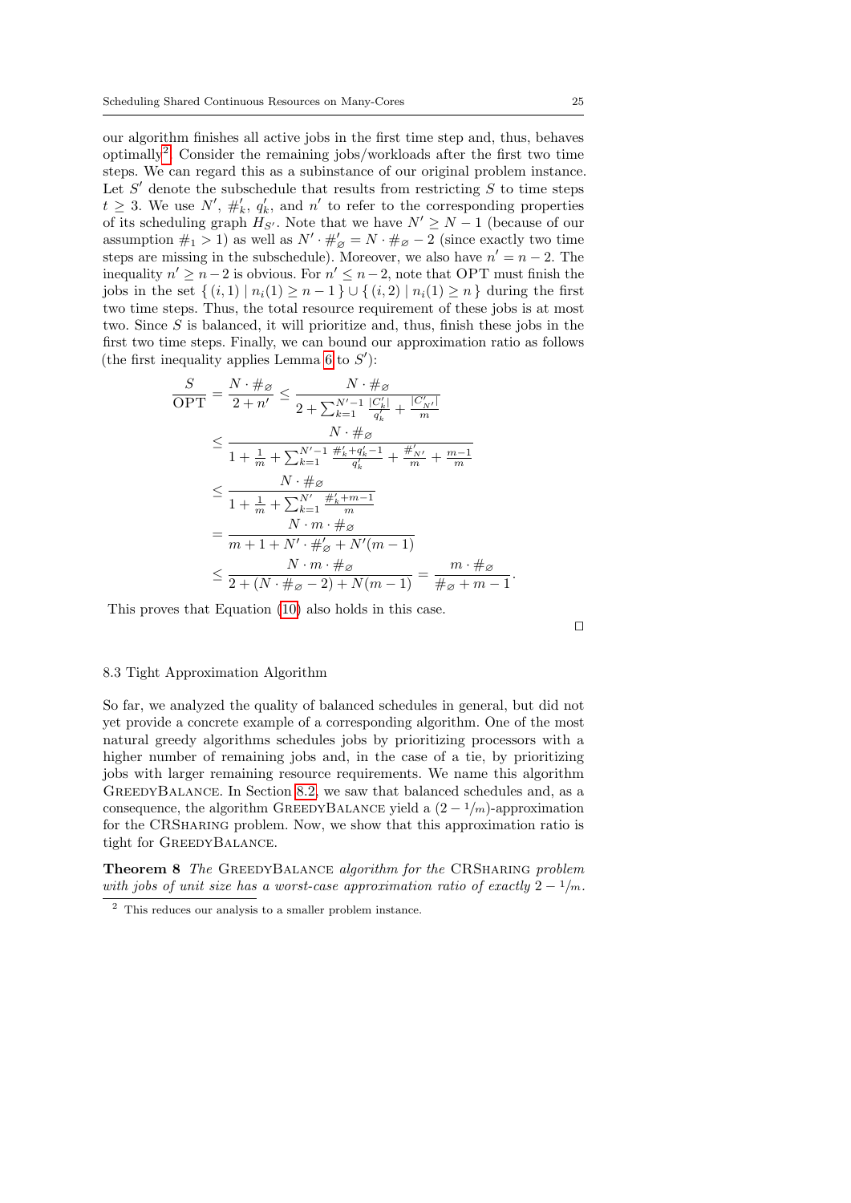our algorithm finishes all active jobs in the first time step and, thus, behaves optimally[2]. Consider the remaining jobs/workloads after the first two time steps. We can regard this as a subinstance of our original problem instance. Let $S'$ denote the subschedule that results from restricting $S$ to time steps $t \geq 3$. We use $N'$, $\#'_k$, $q'_k$, and $n'$ to refer to the corresponding properties of its scheduling graph $H_{S'}$. Note that we have $N' \geq N-1$ (because of our assumption $\#_1 > 1$) as well as $N' \cdot \#'_\varnothing = N \cdot \#_\varnothing - 2$ (since exactly two time steps are missing in the subschedule). Moreover, we also have $n' = n-2$. The inequality $n' \geq n-2$ is obvious. For $n' \leq n-2$, note that OPT must finish the jobs in the set $\{ (i,1) \mid n_i(1) \geq n-1 \} \cup \{ (i,2) \mid n_i(1) \geq n \}$ during the first two time steps. Thus, the total resource requirement of these jobs is at most two. Since $S$ is balanced, it will prioritize and, thus, finish these jobs in the first two time steps. Finally, we can bound our approximation ratio as follows (the first inequality applies Lemma 6 to $S'$):

$$
\begin{aligned}
\frac{S}{\mathrm{OPT}} = \frac{N \cdot \#_\varnothing}{2 + n'} &\leq \frac{N \cdot \#_\varnothing}{2 + \sum_{k=1}^{N'-1} \frac{|C'_k|}{q'_k} + \frac{|C'_{N'}|}{m}} \\
&\leq \frac{N \cdot \#_\varnothing}{1 + \frac{1}{m} + \sum_{k=1}^{N'-1} \frac{\#'_k + q'_k - 1}{q'_k} + \frac{\#'_{N'}}{m} + \frac{m-1}{m}} \\
&\leq \frac{N \cdot \#_\varnothing}{1 + \frac{1}{m} + \sum_{k=1}^{N'} \frac{\#'_k + m - 1}{m}} \\
&= \frac{N \cdot m \cdot \#_\varnothing}{m + 1 + N' \cdot \#'_\varnothing + N'(m-1)} \\
&\leq \frac{N \cdot m \cdot \#_\varnothing}{2 + (N \cdot \#_\varnothing - 2) + N(m-1)} = \frac{m \cdot \#_\varnothing}{\#_\varnothing + m - 1}.
\end{aligned}
$$

This proves that Equation (10) also holds in this case.

□

### 8.3 Tight Approximation Algorithm

So far, we analyzed the quality of balanced schedules in general, but did not yet provide a concrete example of a corresponding algorithm. One of the most natural greedy algorithms schedules jobs by prioritizing processors with a higher number of remaining jobs and, in the case of a tie, by prioritizing jobs with larger remaining resource requirements. We name this algorithm GreedyBalance. In Section 8.2, we saw that balanced schedules and, as a consequence, the algorithm GreedyBalance yield a $(2 - 1/m)$-approximation for the CRSharing problem. Now, we show that this approximation ratio is tight for GreedyBalance.

**Theorem 8** *The* GreedyBalance *algorithm for the* CRSharing *problem with jobs of unit size has a worst-case approximation ratio of exactly* $2 - 1/m$.

[2] This reduces our analysis to a smaller problem instance.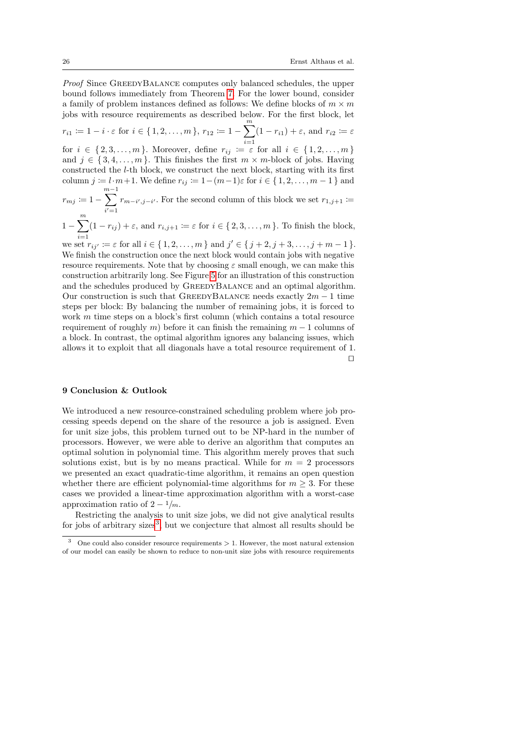*Proof* Since GreedyBalance computes only balanced schedules, the upper bound follows immediately from Theorem 7. For the lower bound, consider a family of problem instances defined as follows: We define blocks of $m \times m$ jobs with resource requirements as described below. For the first block, let $r_{i1} := 1 - i \cdot \varepsilon$ for $i \in \{1, 2, \dots, m\}$, $r_{12} := 1 - \sum_{i=1}^{m}(1 - r_{i1}) + \varepsilon$, and $r_{i2} := \varepsilon$ for $i \in \{2, 3, \dots, m\}$. Moreover, define $r_{ij} := \varepsilon$ for all $i \in \{1, 2, \dots, m\}$ and $j \in \{3, 4, \dots, m\}$. This finishes the first $m \times m$-block of jobs. Having constructed the $l$-th block, we construct the next block, starting with its first column $j := l \cdot m + 1$. We define $r_{ij} := 1 - (m-1)\varepsilon$ for $i \in \{1, 2, \dots, m-1\}$ and $r_{mj} := 1 - \sum_{i'=1}^{m-1} r_{m-i', j-i'}$. For the second column of this block we set $r_{1,j+1} := 1 - \sum_{i=1}^{m}(1 - r_{ij}) + \varepsilon$, and $r_{i,j+1} := \varepsilon$ for $i \in \{2, 3, \dots, m\}$. To finish the block, we set $r_{ij'} := \varepsilon$ for all $i \in \{1, 2, \dots, m\}$ and $j' \in \{j+2, j+3, \dots, j+m-1\}$. We finish the construction once the next block would contain jobs with negative resource requirements. Note that by choosing $\varepsilon$ small enough, we can make this construction arbitrarily long. See Figure 5 for an illustration of this construction and the schedules produced by GreedyBalance and an optimal algorithm. Our construction is such that GreedyBalance needs exactly $2m - 1$ time steps per block: By balancing the number of remaining jobs, it is forced to work $m$ time steps on a block's first column (which contains a total resource requirement of roughly $m$) before it can finish the remaining $m - 1$ columns of a block. In contrast, the optimal algorithm ignores any balancing issues, which allows it to exploit that all diagonals have a total resource requirement of 1. □

## 9 Conclusion & Outlook

We introduced a new resource-constrained scheduling problem where job processing speeds depend on the share of the resource a job is assigned. Even for unit size jobs, this problem turned out to be NP-hard in the number of processors. However, we were able to derive an algorithm that computes an optimal solution in polynomial time. This algorithm merely proves that such solutions exist, but is by no means practical. While for $m = 2$ processors we presented an exact quadratic-time algorithm, it remains an open question whether there are efficient polynomial-time algorithms for $m \geq 3$. For these cases we provided a linear-time approximation algorithm with a worst-case approximation ratio of $2 - 1/m$.

Restricting the analysis to unit size jobs, we did not give analytical results for jobs of arbitrary sizes[3], but we conjecture that almost all results should be

[3] One could also consider resource requirements $> 1$. However, the most natural extension of our model can easily be shown to reduce to non-unit size jobs with resource requirements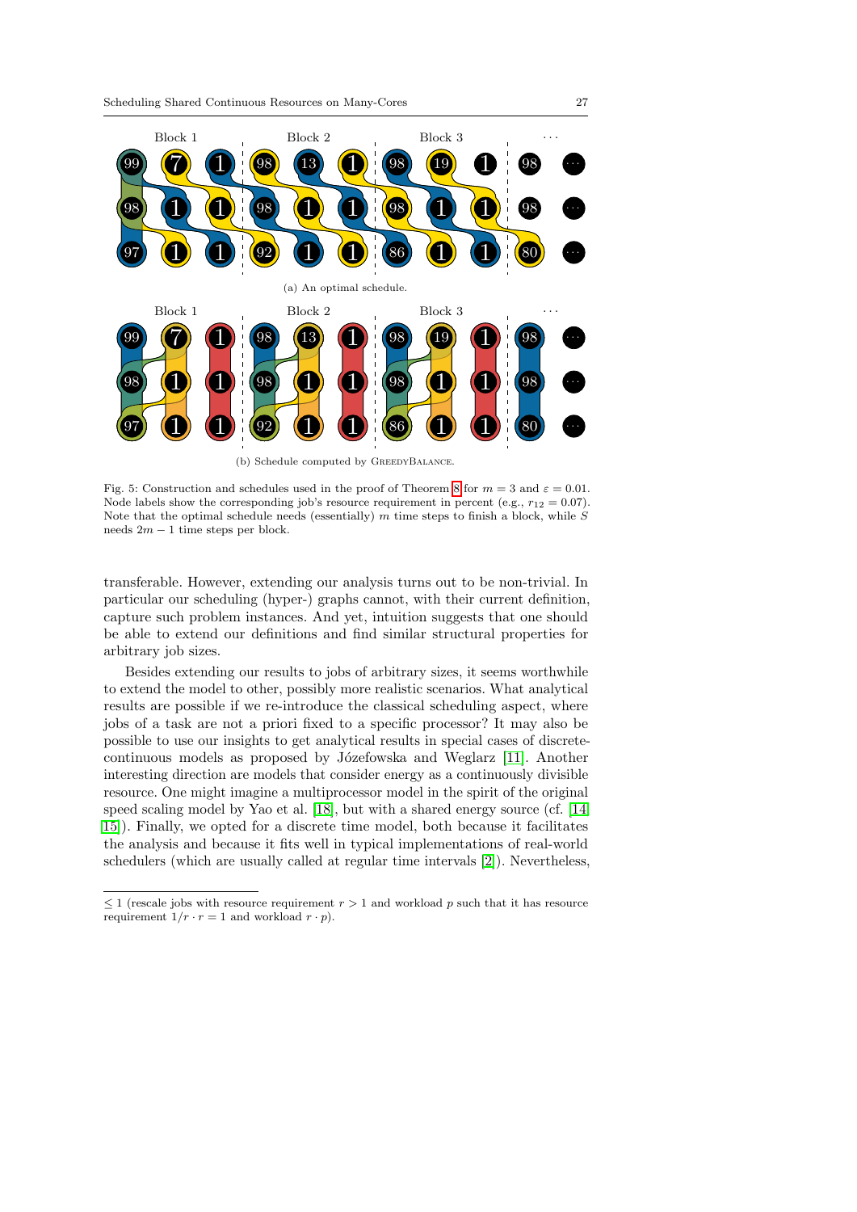Fig. 5: Construction and schedules used in the proof of Theorem 8 for $m = 3$ and $\varepsilon = 0.01$. Node labels show the corresponding job's resource requirement in percent (e.g., $r_{12} = 0.07$). Note that the optimal schedule needs (essentially) $m$ time steps to finish a block, while $S$ needs $2m - 1$ time steps per block.

(a) An optimal schedule.

(b) Schedule computed by GreedyBalance.

transferable. However, extending our analysis turns out to be non-trivial. In particular our scheduling (hyper-) graphs cannot, with their current definition, capture such problem instances. And yet, intuition suggests that one should be able to extend our definitions and find similar structural properties for arbitrary job sizes.

Besides extending our results to jobs of arbitrary sizes, it seems worthwhile to extend the model to other, possibly more realistic scenarios. What analytical results are possible if we re-introduce the classical scheduling aspect, where jobs of a task are not a priori fixed to a specific processor? It may also be possible to use our insights to get analytical results in special cases of discrete-continuous models as proposed by Józefowska and Weglarz [11]. Another interesting direction are models that consider energy as a continuously divisible resource. One might imagine a multiprocessor model in the spirit of the original speed scaling model by Yao et al. [18], but with a shared energy source (cf. [14, 15]). Finally, we opted for a discrete time model, both because it facilitates the analysis and because it fits well in typical implementations of real-world schedulers (which are usually called at regular time intervals [2]). Nevertheless,

---

$\leq 1$ (rescale jobs with resource requirement $r > 1$ and workload $p$ such that it has resource requirement $1/r \cdot r = 1$ and workload $r \cdot p$).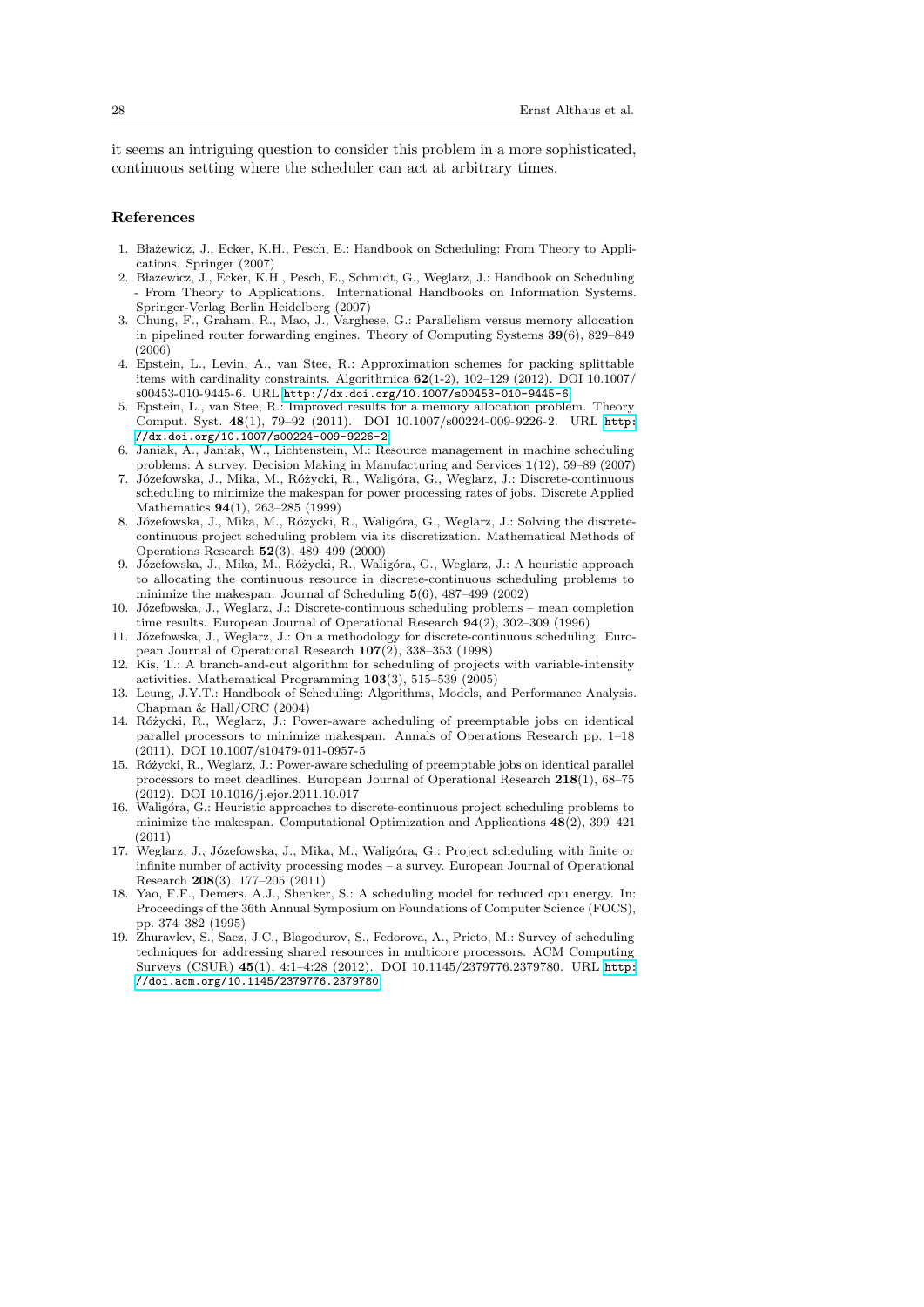it seems an intriguing question to consider this problem in a more sophisticated, continuous setting where the scheduler can act at arbitrary times.

## References

1. Błażewicz, J., Ecker, K.H., Pesch, E.: Handbook on Scheduling: From Theory to Applications. Springer (2007)
2. Błażewicz, J., Ecker, K.H., Pesch, E., Schmidt, G., Weglarz, J.: Handbook on Scheduling - From Theory to Applications. International Handbooks on Information Systems. Springer-Verlag Berlin Heidelberg (2007)
3. Chung, F., Graham, R., Mao, J., Varghese, G.: Parallelism versus memory allocation in pipelined router forwarding engines. Theory of Computing Systems **39**(6), 829–849 (2006)
4. Epstein, L., Levin, A., van Stee, R.: Approximation schemes for packing splittable items with cardinality constraints. Algorithmica **62**(1-2), 102–129 (2012). DOI 10.1007/s00453-010-9445-6. URL http://dx.doi.org/10.1007/s00453-010-9445-6
5. Epstein, L., van Stee, R.: Improved results for a memory allocation problem. Theory Comput. Syst. **48**(1), 79–92 (2011). DOI 10.1007/s00224-009-9226-2. URL http://dx.doi.org/10.1007/s00224-009-9226-2
6. Janiak, A., Janiak, W., Lichtenstein, M.: Resource management in machine scheduling problems: A survey. Decision Making in Manufacturing and Services **1**(12), 59–89 (2007)
7. Józefowska, J., Mika, M., Różycki, R., Waligóra, G., Weglarz, J.: Discrete-continuous scheduling to minimize the makespan for power processing rates of jobs. Discrete Applied Mathematics **94**(1), 263–285 (1999)
8. Józefowska, J., Mika, M., Różycki, R., Waligóra, G., Weglarz, J.: Solving the discrete-continuous project scheduling problem via its discretization. Mathematical Methods of Operations Research **52**(3), 489–499 (2000)
9. Józefowska, J., Mika, M., Różycki, R., Waligóra, G., Weglarz, J.: A heuristic approach to allocating the continuous resource in discrete-continuous scheduling problems to minimize the makespan. Journal of Scheduling **5**(6), 487–499 (2002)
10. Józefowska, J., Weglarz, J.: Discrete-continuous scheduling problems – mean completion time results. European Journal of Operational Research **94**(2), 302–309 (1996)
11. Józefowska, J., Weglarz, J.: On a methodology for discrete-continuous scheduling. European Journal of Operational Research **107**(2), 338–353 (1998)
12. Kis, T.: A branch-and-cut algorithm for scheduling of projects with variable-intensity activities. Mathematical Programming **103**(3), 515–539 (2005)
13. Leung, J.Y.T.: Handbook of Scheduling: Algorithms, Models, and Performance Analysis. Chapman & Hall/CRC (2004)
14. Różycki, R., Weglarz, J.: Power-aware acheduling of preemptable jobs on identical parallel processors to minimize makespan. Annals of Operations Research pp. 1–18 (2011). DOI 10.1007/s10479-011-0957-5
15. Różycki, R., Weglarz, J.: Power-aware scheduling of preemptable jobs on identical parallel processors to meet deadlines. European Journal of Operational Research **218**(1), 68–75 (2012). DOI 10.1016/j.ejor.2011.10.017
16. Waligóra, G.: Heuristic approaches to discrete-continuous project scheduling problems to minimize the makespan. Computational Optimization and Applications **48**(2), 399–421 (2011)
17. Weglarz, J., Józefowska, J., Mika, M., Waligóra, G.: Project scheduling with finite or infinite number of activity processing modes – a survey. European Journal of Operational Research **208**(3), 177–205 (2011)
18. Yao, F.F., Demers, A.J., Shenker, S.: A scheduling model for reduced cpu energy. In: Proceedings of the 36th Annual Symposium on Foundations of Computer Science (FOCS), pp. 374–382 (1995)
19. Zhuravlev, S., Saez, J.C., Blagodurov, S., Fedorova, A., Prieto, M.: Survey of scheduling techniques for addressing shared resources in multicore processors. ACM Computing Surveys (CSUR) **45**(1), 4:1–4:28 (2012). DOI 10.1145/2379776.2379780. URL http://doi.acm.org/10.1145/2379776.2379780